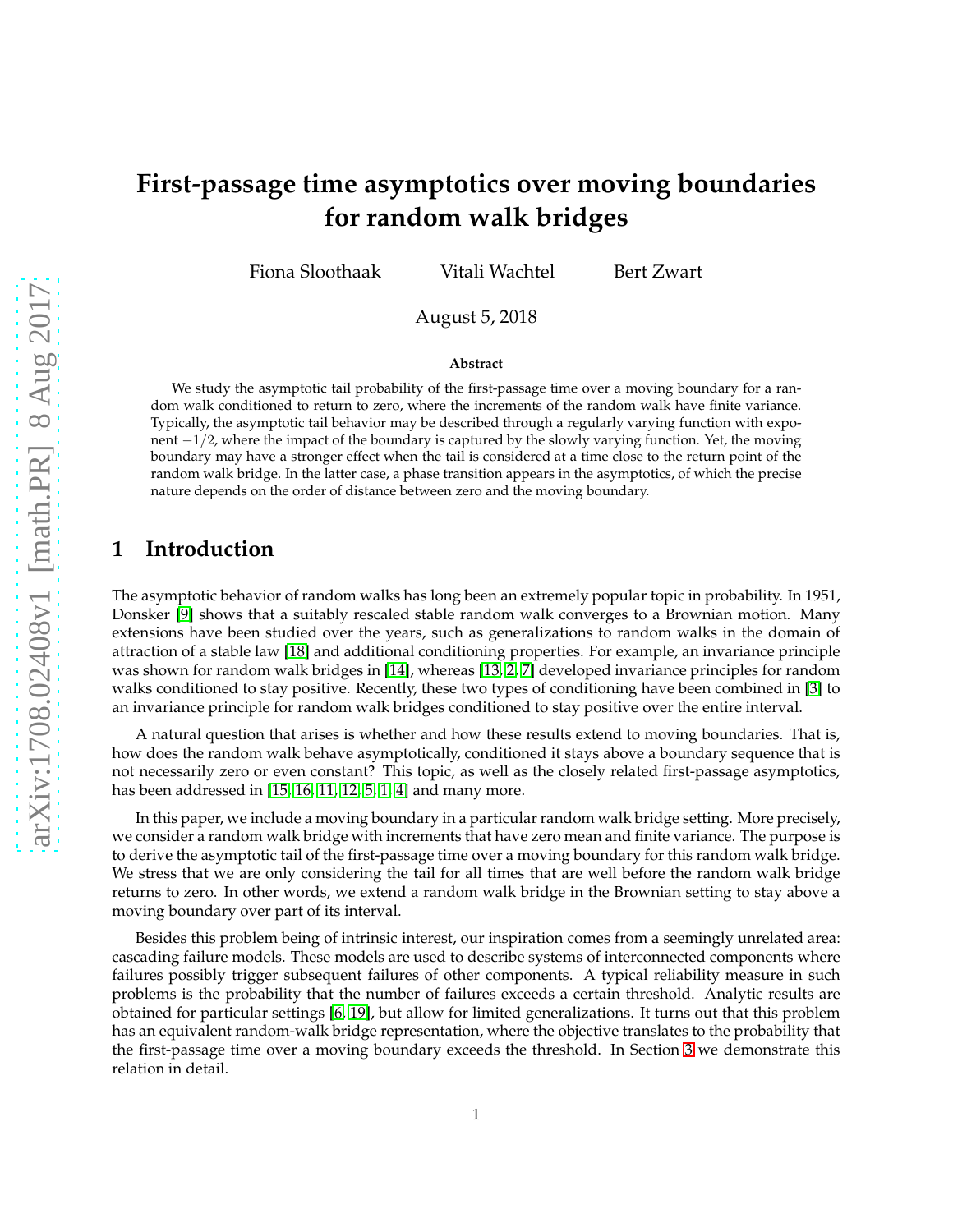# First-passage time asymptotics over moving boundaries for random walk bridges

Fiona Sloothaak Vitali Wachtel Bert Zwart

August 5, 2018

### Abstract

We study the asymptotic tail probability of the first-passage time over a moving boundary for a random walk conditioned to return to zero, where the increments of the random walk have finite variance. Typically, the asymptotic tail behavior may be described through a regularly varying function with exponent $-1/2$, where the impact of the boundary is captured by the slowly varying function. Yet, the moving boundary may have a stronger effect when the tail is considered at a time close to the return point of the random walk bridge. In the latter case, a phase transition appears in the asymptotics, of which the precise nature depends on the order of distance between zero and the moving boundary.

## 1 Introduction

The asymptotic behavior of random walks has long been an extremely popular topic in probability. In 1951, Donsker [9] shows that a suitably rescaled stable random walk converges to a Brownian motion. Many extensions have been studied over the years, such as generalizations to random walks in the domain of attraction of a stable law [18] and additional conditioning properties. For example, an invariance principle was shown for random walk bridges in [14], whereas [13, 2, 7] developed invariance principles for random walks conditioned to stay positive. Recently, these two types of conditioning have been combined in [3] to an invariance principle for random walk bridges conditioned to stay positive over the entire interval.

A natural question that arises is whether and how these results extend to moving boundaries. That is, how does the random walk behave asymptotically, conditioned it stays above a boundary sequence that is not necessarily zero or even constant? This topic, as well as the closely related first-passage asymptotics, has been addressed in [15, 16, 11, 12, 5, 1, 4] and many more.

In this paper, we include a moving boundary in a particular random walk bridge setting. More precisely, we consider a random walk bridge with increments that have zero mean and finite variance. The purpose is to derive the asymptotic tail of the first-passage time over a moving boundary for this random walk bridge. We stress that we are only considering the tail for all times that are well before the random walk bridge returns to zero. In other words, we extend a random walk bridge in the Brownian setting to stay above a moving boundary over part of its interval.

Besides this problem being of intrinsic interest, our inspiration comes from a seemingly unrelated area: cascading failure models. These models are used to describe systems of interconnected components where failures possibly trigger subsequent failures of other components. A typical reliability measure in such problems is the probability that the number of failures exceeds a certain threshold. Analytic results are obtained for particular settings [6, 19], but allow for limited generalizations. It turns out that this problem has an equivalent random-walk bridge representation, where the objective translates to the probability that the first-passage time over a moving boundary exceeds the threshold. In Section 3 we demonstrate this relation in detail.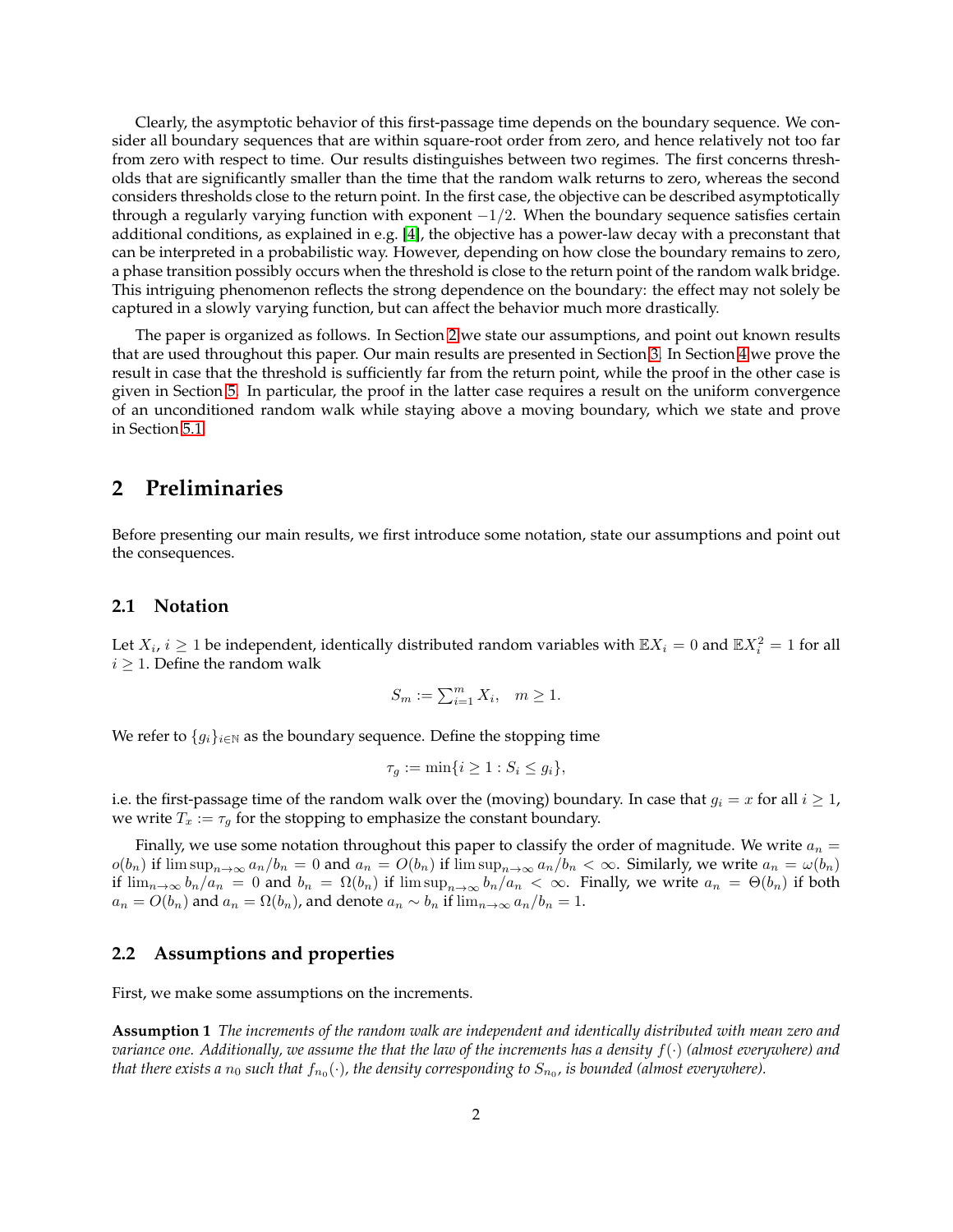Clearly, the asymptotic behavior of this first-passage time depends on the boundary sequence. We consider all boundary sequences that are within square-root order from zero, and hence relatively not too far from zero with respect to time. Our results distinguishes between two regimes. The first concerns thresholds that are significantly smaller than the time that the random walk returns to zero, whereas the second considers thresholds close to the return point. In the first case, the objective can be described asymptotically through a regularly varying function with exponent $-1/2$. When the boundary sequence satisfies certain additional conditions, as explained in e.g. [4], the objective has a power-law decay with a preconstant that can be interpreted in a probabilistic way. However, depending on how close the boundary remains to zero, a phase transition possibly occurs when the threshold is close to the return point of the random walk bridge. This intriguing phenomenon reflects the strong dependence on the boundary: the effect may not solely be captured in a slowly varying function, but can affect the behavior much more drastically.

The paper is organized as follows. In Section 2 we state our assumptions, and point out known results that are used throughout this paper. Our main results are presented in Section 3. In Section 4 we prove the result in case that the threshold is sufficiently far from the return point, while the proof in the other case is given in Section 5. In particular, the proof in the latter case requires a result on the uniform convergence of an unconditioned random walk while staying above a moving boundary, which we state and prove in Section 5.1.

## 2 Preliminaries

Before presenting our main results, we first introduce some notation, state our assumptions and point out the consequences.

### 2.1 Notation

Let $X_i$, $i \geq 1$ be independent, identically distributed random variables with $\mathbb{E}X_i = 0$ and $\mathbb{E}X_i^2 = 1$ for all $i \geq 1$. Define the random walk

$$S_m := \sum_{i=1}^{m} X_i, \quad m \geq 1.$$

We refer to $\{g_i\}_{i \in \mathbb{N}}$ as the boundary sequence. Define the stopping time

$$\tau_g := \min\{i \geq 1 : S_i \leq g_i\},$$

i.e. the first-passage time of the random walk over the (moving) boundary. In case that $g_i = x$ for all $i \geq 1$, we write $T_x := \tau_g$ for the stopping to emphasize the constant boundary.

Finally, we use some notation throughout this paper to classify the order of magnitude. We write $a_n = o(b_n)$ if $\limsup_{n\to\infty} a_n/b_n = 0$ and $a_n = O(b_n)$ if $\limsup_{n\to\infty} a_n/b_n < \infty$. Similarly, we write $a_n = \omega(b_n)$ if $\lim_{n\to\infty} b_n/a_n = 0$ and $b_n = \Omega(b_n)$ if $\limsup_{n\to\infty} b_n/a_n < \infty$. Finally, we write $a_n = \Theta(b_n)$ if both $a_n = O(b_n)$ and $a_n = \Omega(b_n)$, and denote $a_n \sim b_n$ if $\lim_{n\to\infty} a_n/b_n = 1$.

### 2.2 Assumptions and properties

First, we make some assumptions on the increments.

**Assumption 1** *The increments of the random walk are independent and identically distributed with mean zero and variance one. Additionally, we assume the that the law of the increments has a density $f(\cdot)$ (almost everywhere) and that there exists a $n_0$ such that $f_{n_0}(\cdot)$, the density corresponding to $S_{n_0}$, is bounded (almost everywhere).*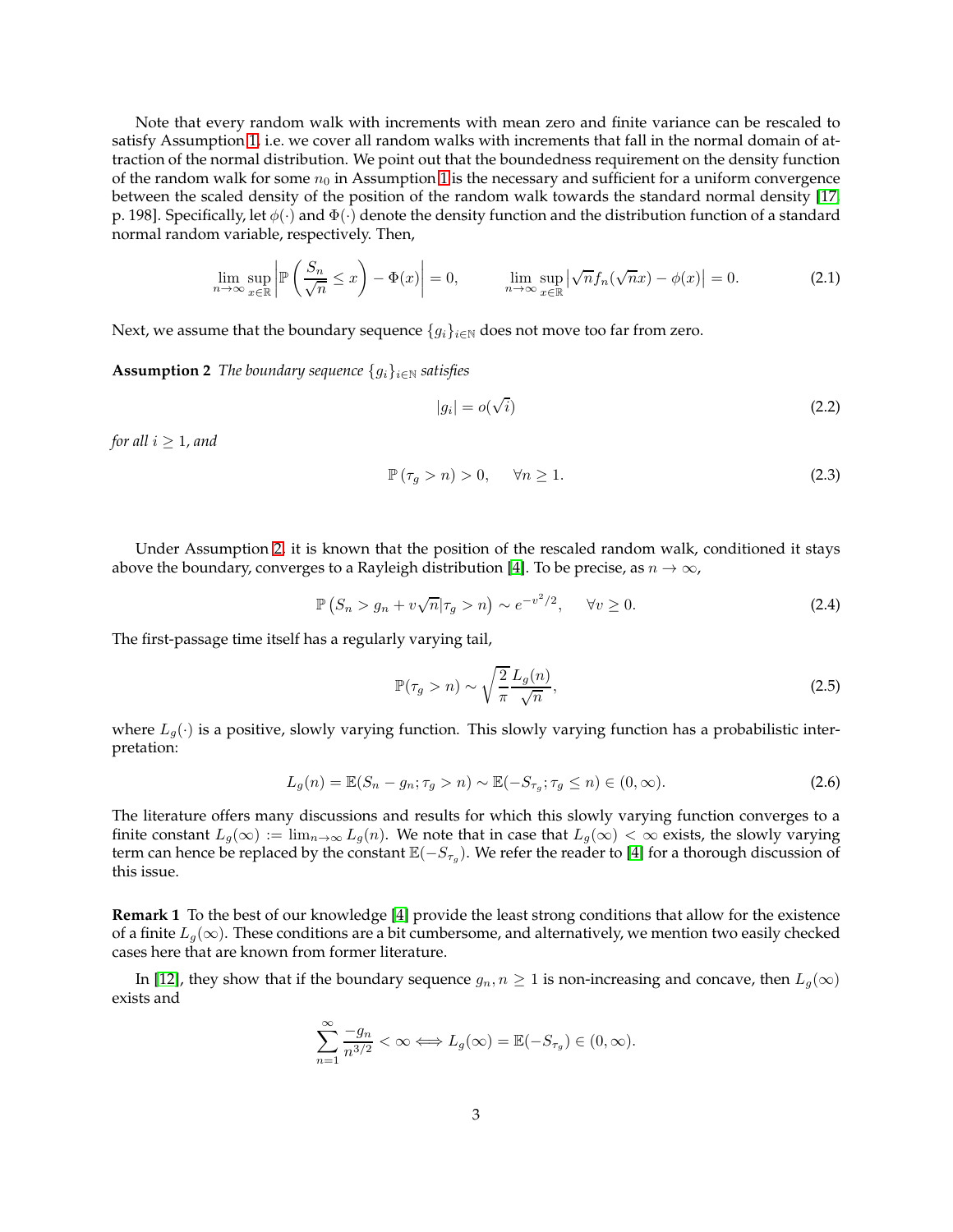Note that every random walk with increments with mean zero and finite variance can be rescaled to satisfy Assumption 1, i.e. we cover all random walks with increments that fall in the normal domain of attraction of the normal distribution. We point out that the boundedness requirement on the density function of the random walk for some $n_0$ in Assumption 1 is the necessary and sufficient for a uniform convergence between the scaled density of the position of the random walk towards the standard normal density [17, p. 198]. Specifically, let $\phi(\cdot)$ and $\Phi(\cdot)$ denote the density function and the distribution function of a standard normal random variable, respectively. Then,

$$\lim_{n\to\infty}\sup_{x\in\mathbb{R}}\left|\mathbb{P}\left(\frac{S_n}{\sqrt{n}}\le x\right)-\Phi(x)\right|=0, \qquad \lim_{n\to\infty}\sup_{x\in\mathbb{R}}\left|\sqrt{n}f_n(\sqrt{n}x)-\phi(x)\right|=0. \tag{2.1}$$

Next, we assume that the boundary sequence $\{g_i\}_{i\in\mathbb{N}}$ does not move too far from zero.

**Assumption 2** *The boundary sequence $\{g_i\}_{i\in\mathbb{N}}$ satisfies*

$$|g_i|=o(\sqrt{i}) \tag{2.2}$$

*for all $i\ge 1$, and*

$$\mathbb{P}\left(\tau_g>n\right)>0, \qquad \forall n\ge 1. \tag{2.3}$$

Under Assumption 2, it is known that the position of the rescaled random walk, conditioned it stays above the boundary, converges to a Rayleigh distribution [4]. To be precise, as $n\to\infty$,

$$\mathbb{P}\left(S_n>g_n+v\sqrt{n}|\tau_g>n\right)\sim e^{-v^2/2}, \qquad \forall v\ge 0. \tag{2.4}$$

The first-passage time itself has a regularly varying tail,

$$\mathbb{P}(\tau_g>n)\sim\sqrt{\frac{2}{\pi}}\frac{L_g(n)}{\sqrt{n}}, \tag{2.5}$$

where $L_g(\cdot)$ is a positive, slowly varying function. This slowly varying function has a probabilistic interpretation:

$$L_g(n)=\mathbb{E}(S_n-g_n;\tau_g>n)\sim\mathbb{E}(-S_{\tau_g};\tau_g\le n)\in(0,\infty). \tag{2.6}$$

The literature offers many discussions and results for which this slowly varying function converges to a finite constant $L_g(\infty):=\lim_{n\to\infty}L_g(n)$. We note that in case that $L_g(\infty)<\infty$ exists, the slowly varying term can hence be replaced by the constant $\mathbb{E}(-S_{\tau_g})$. We refer the reader to [4] for a thorough discussion of this issue.

**Remark 1** To the best of our knowledge [4] provide the least strong conditions that allow for the existence of a finite $L_g(\infty)$. These conditions are a bit cumbersome, and alternatively, we mention two easily checked cases here that are known from former literature.

In [12], they show that if the boundary sequence $g_n, n\ge 1$ is non-increasing and concave, then $L_g(\infty)$ exists and

$$\sum_{n=1}^{\infty}\frac{-g_n}{n^{3/2}}<\infty \Longleftrightarrow L_g(\infty)=\mathbb{E}(-S_{\tau_g})\in(0,\infty).$$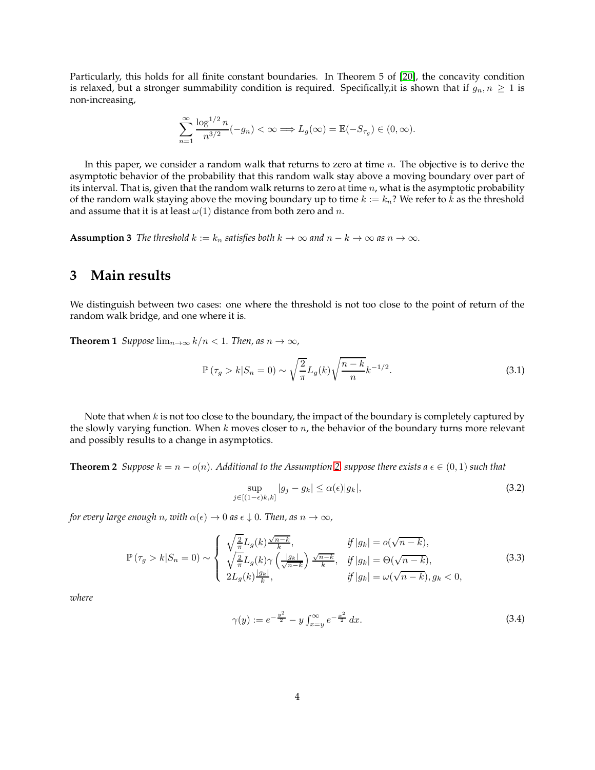Particularly, this holds for all finite constant boundaries. In Theorem 5 of [20], the concavity condition is relaxed, but a stronger summability condition is required. Specifically,it is shown that if $g_n, n \geq 1$ is non-increasing,

$$\sum_{n=1}^{\infty} \frac{\log^{1/2} n}{n^{3/2}}(-g_n) < \infty \Longrightarrow L_g(\infty) = \mathbb{E}(-S_{\tau_g}) \in (0, \infty).$$

In this paper, we consider a random walk that returns to zero at time $n$. The objective is to derive the asymptotic behavior of the probability that this random walk stay above a moving boundary over part of its interval. That is, given that the random walk returns to zero at time $n$, what is the asymptotic probability of the random walk staying above the moving boundary up to time $k := k_n$? We refer to $k$ as the threshold and assume that it is at least $\omega(1)$ distance from both zero and $n$.

**Assumption 3** *The threshold $k := k_n$ satisfies both $k \to \infty$ and $n - k \to \infty$ as $n \to \infty$.*

# 3 Main results

We distinguish between two cases: one where the threshold is not too close to the point of return of the random walk bridge, and one where it is.

**Theorem 1** *Suppose $\lim_{n\to\infty} k/n < 1$. Then, as $n \to \infty$,*

$$\mathbb{P}\left(\tau_g > k | S_n = 0\right) \sim \sqrt{\frac{2}{\pi}} L_g(k) \sqrt{\frac{n-k}{n}} k^{-1/2}. \tag{3.1}$$

Note that when $k$ is not too close to the boundary, the impact of the boundary is completely captured by the slowly varying function. When $k$ moves closer to $n$, the behavior of the boundary turns more relevant and possibly results to a change in asymptotics.

**Theorem 2** *Suppose $k = n - o(n)$. Additional to the Assumption 2, suppose there exists a $\epsilon \in (0, 1)$ such that*

$$\sup_{j \in [(1-\epsilon)k, k]} |g_j - g_k| \leq \alpha(\epsilon)|g_k|, \tag{3.2}$$

*for every large enough $n$, with $\alpha(\epsilon) \to 0$ as $\epsilon \downarrow 0$. Then, as $n \to \infty$,*

$$\mathbb{P}\left(\tau_g > k | S_n = 0\right) \sim \begin{cases} \sqrt{\frac{2}{\pi}} L_g(k) \frac{\sqrt{n-k}}{k}, & \text{if } |g_k| = o(\sqrt{n-k}), \\ \sqrt{\frac{2}{\pi}} L_g(k) \gamma\left(\frac{|g_k|}{\sqrt{n-k}}\right) \frac{\sqrt{n-k}}{k}, & \text{if } |g_k| = \Theta(\sqrt{n-k}), \\ 2 L_g(k) \frac{|g_k|}{k}, & \text{if } |g_k| = \omega(\sqrt{n-k}), g_k < 0, \end{cases} \tag{3.3}$$

*where*

$$\gamma(y) := e^{-\frac{y^2}{2}} - y \int_{x=y}^{\infty} e^{-\frac{x^2}{2}}\, dx. \tag{3.4}$$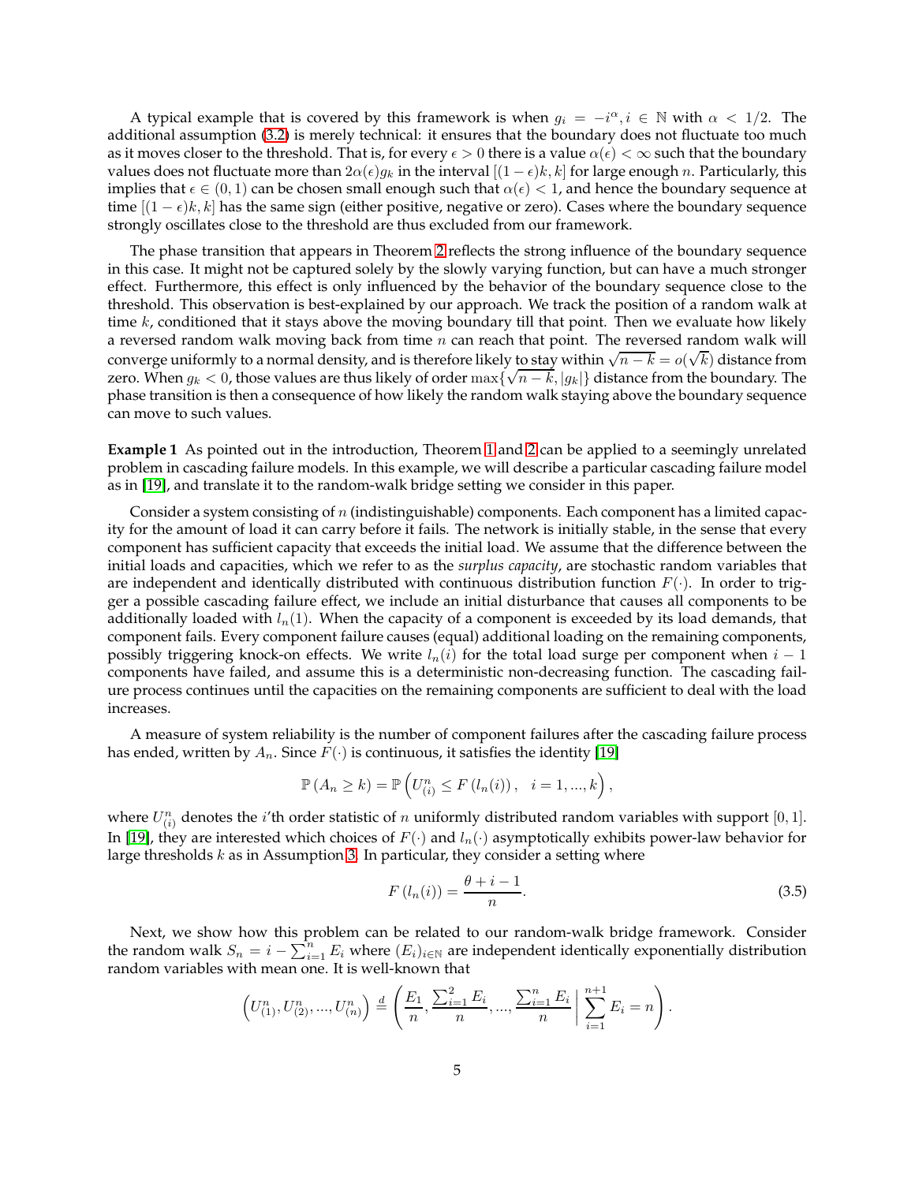A typical example that is covered by this framework is when $g_i = -i^{\alpha}, i \in \mathbb{N}$ with $\alpha < 1/2$. The additional assumption (3.2) is merely technical: it ensures that the boundary does not fluctuate too much as it moves closer to the threshold. That is, for every $\epsilon > 0$ there is a value $\alpha(\epsilon) < \infty$ such that the boundary values does not fluctuate more than $2\alpha(\epsilon)g_k$ in the interval $[(1-\epsilon)k, k]$ for large enough $n$. Particularly, this implies that $\epsilon \in (0,1)$ can be chosen small enough such that $\alpha(\epsilon) < 1$, and hence the boundary sequence at time $[(1-\epsilon)k, k]$ has the same sign (either positive, negative or zero). Cases where the boundary sequence strongly oscillates close to the threshold are thus excluded from our framework.

The phase transition that appears in Theorem 2 reflects the strong influence of the boundary sequence in this case. It might not be captured solely by the slowly varying function, but can have a much stronger effect. Furthermore, this effect is only influenced by the behavior of the boundary sequence close to the threshold. This observation is best-explained by our approach. We track the position of a random walk at time $k$, conditioned that it stays above the moving boundary till that point. Then we evaluate how likely a reversed random walk moving back from time $n$ can reach that point. The reversed random walk will converge uniformly to a normal density, and is therefore likely to stay within $\sqrt{n-k} = o(\sqrt{k})$ distance from zero. When $g_k < 0$, those values are thus likely of order $\max\{\sqrt{n-k}, |g_k|\}$ distance from the boundary. The phase transition is then a consequence of how likely the random walk staying above the boundary sequence can move to such values.

**Example 1** As pointed out in the introduction, Theorem 1 and 2 can be applied to a seemingly unrelated problem in cascading failure models. In this example, we will describe a particular cascading failure model as in [19], and translate it to the random-walk bridge setting we consider in this paper.

Consider a system consisting of $n$ (indistinguishable) components. Each component has a limited capacity for the amount of load it can carry before it fails. The network is initially stable, in the sense that every component has sufficient capacity that exceeds the initial load. We assume that the difference between the initial loads and capacities, which we refer to as the *surplus capacity*, are stochastic random variables that are independent and identically distributed with continuous distribution function $F(\cdot)$. In order to trigger a possible cascading failure effect, we include an initial disturbance that causes all components to be additionally loaded with $l_n(1)$. When the capacity of a component is exceeded by its load demands, that component fails. Every component failure causes (equal) additional loading on the remaining components, possibly triggering knock-on effects. We write $l_n(i)$ for the total load surge per component when $i-1$ components have failed, and assume this is a deterministic non-decreasing function. The cascading failure process continues until the capacities on the remaining components are sufficient to deal with the load increases.

A measure of system reliability is the number of component failures after the cascading failure process has ended, written by $A_n$. Since $F(\cdot)$ is continuous, it satisfies the identity [19]

$$\mathbb{P}\left(A_n \geq k\right) = \mathbb{P}\left(U_{(i)}^n \leq F\left(l_n(i)\right), \quad i = 1, ..., k\right),$$

where $U_{(i)}^n$ denotes the $i$'th order statistic of $n$ uniformly distributed random variables with support $[0,1]$. In [19], they are interested which choices of $F(\cdot)$ and $l_n(\cdot)$ asymptotically exhibits power-law behavior for large thresholds $k$ as in Assumption 3. In particular, they consider a setting where

$$F\left(l_n(i)\right) = \frac{\theta + i - 1}{n}. \tag{3.5}$$

Next, we show how this problem can be related to our random-walk bridge framework. Consider the random walk $S_n = i - \sum_{i=1}^{n} E_i$ where $(E_i)_{i\in\mathbb{N}}$ are independent identically exponentially distribution random variables with mean one. It is well-known that

$$\left(U_{(1)}^n, U_{(2)}^n, ..., U_{(n)}^n\right) \stackrel{d}{=} \left(\frac{E_1}{n}, \frac{\sum_{i=1}^{2} E_i}{n}, ..., \frac{\sum_{i=1}^{n} E_i}{n} \;\middle|\; \sum_{i=1}^{n+1} E_i = n\right).$$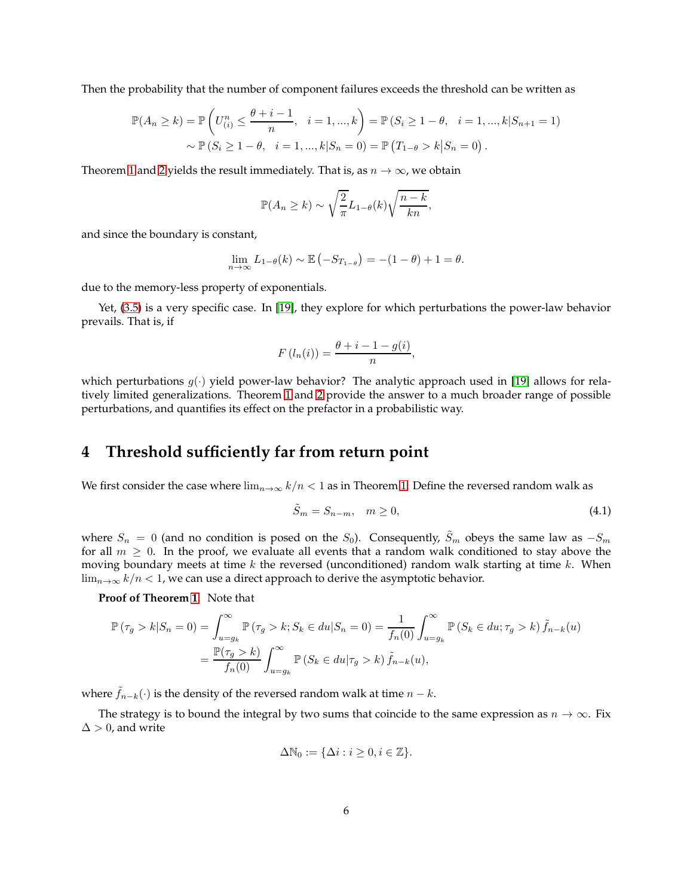Then the probability that the number of component failures exceeds the threshold can be written as

$$
\mathbb{P}(A_n \geq k) = \mathbb{P}\left(U^n_{(i)} \leq \frac{\theta + i - 1}{n}, \quad i = 1, ..., k\right) = \mathbb{P}\left(S_i \geq 1 - \theta, \quad i = 1, ..., k | S_{n+1} = 1\right)
$$
$$
\sim \mathbb{P}\left(S_i \geq 1 - \theta, \quad i = 1, ..., k | S_n = 0\right) = \mathbb{P}\left(T_{1-\theta} > k \middle| S_n = 0\right).
$$

Theorem 1 and 2 yields the result immediately. That is, as $n \to \infty$, we obtain

$$
\mathbb{P}(A_n \geq k) \sim \sqrt{\frac{2}{\pi}} L_{1-\theta}(k) \sqrt{\frac{n-k}{kn}},
$$

and since the boundary is constant,

$$
\lim_{n\to\infty} L_{1-\theta}(k) \sim \mathbb{E}\left(-S_{T_{1-\theta}}\right) = -(1-\theta) + 1 = \theta.
$$

due to the memory-less property of exponentials.

Yet, (3.5) is a very specific case. In [19], they explore for which perturbations the power-law behavior prevails. That is, if

$$
F\left(l_n(i)\right) = \frac{\theta + i - 1 - g(i)}{n},
$$

which perturbations $g(\cdot)$ yield power-law behavior? The analytic approach used in [19] allows for relatively limited generalizations. Theorem 1 and 2 provide the answer to a much broader range of possible perturbations, and quantifies its effect on the prefactor in a probabilistic way.

# 4 Threshold sufficiently far from return point

We first consider the case where $\lim_{n\to\infty} k/n < 1$ as in Theorem 1. Define the reversed random walk as

$$
\tilde{S}_m = S_{n-m}, \quad m \geq 0, \tag{4.1}
$$

where $S_n = 0$ (and no condition is posed on the $S_0$). Consequently, $\tilde{S}_m$ obeys the same law as $-S_m$ for all $m \geq 0$. In the proof, we evaluate all events that a random walk conditioned to stay above the moving boundary meets at time $k$ the reversed (unconditioned) random walk starting at time $k$. When $\lim_{n\to\infty} k/n < 1$, we can use a direct approach to derive the asymptotic behavior.

**Proof of Theorem 1.** Note that

$$
\mathbb{P}\left(\tau_g > k | S_n = 0\right) = \int_{u=g_k}^{\infty} \mathbb{P}\left(\tau_g > k; S_k \in du | S_n = 0\right) = \frac{1}{f_n(0)} \int_{u=g_k}^{\infty} \mathbb{P}\left(S_k \in du; \tau_g > k\right) \tilde{f}_{n-k}(u)
$$
$$
= \frac{\mathbb{P}(\tau_g > k)}{f_n(0)} \int_{u=g_k}^{\infty} \mathbb{P}\left(S_k \in du | \tau_g > k\right) \tilde{f}_{n-k}(u),
$$

where $\tilde{f}_{n-k}(\cdot)$ is the density of the reversed random walk at time $n-k$.

The strategy is to bound the integral by two sums that coincide to the same expression as $n \to \infty$. Fix $\Delta > 0$, and write

$$
\Delta\mathbb{N}_0 := \{\Delta i : i \geq 0, i \in \mathbb{Z}\}.
$$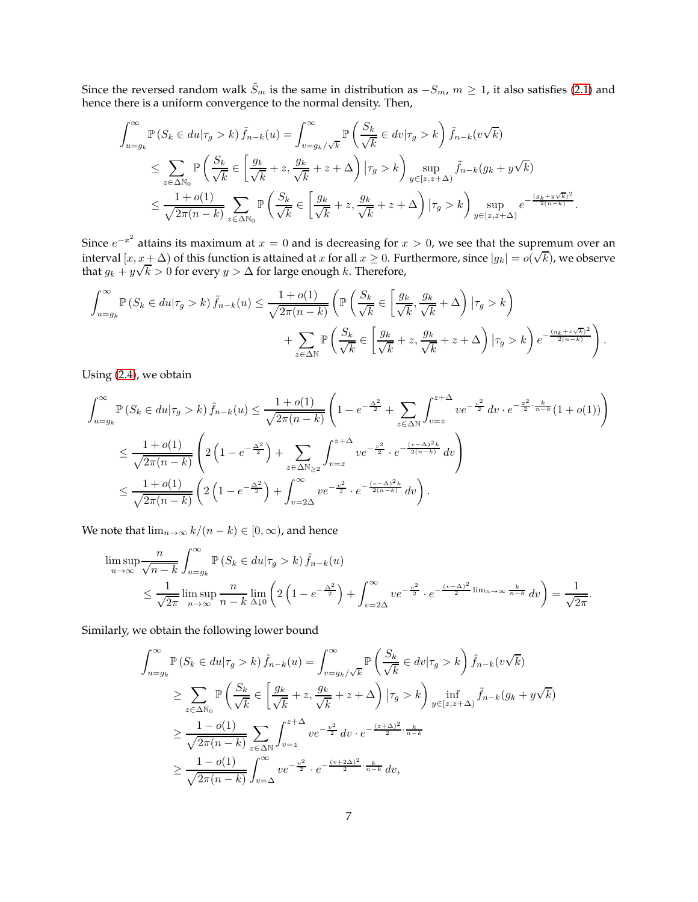Since the reversed random walk $\tilde{S}_m$ is the same in distribution as $-S_m$, $m \geq 1$, it also satisfies (2.1) and hence there is a uniform convergence to the normal density. Then,

$$
\begin{aligned}
\int_{u=g_k}^{\infty} \mathbb{P}\left(S_k \in du | \tau_g > k\right) \tilde{f}_{n-k}(u) &= \int_{v=g_k/\sqrt{k}}^{\infty} \mathbb{P}\left(\frac{S_k}{\sqrt{k}} \in dv | \tau_g > k\right) \tilde{f}_{n-k}(v\sqrt{k}) \\
&\leq \sum_{z \in \Delta\mathbb{N}_0} \mathbb{P}\left(\frac{S_k}{\sqrt{k}} \in \left[\frac{g_k}{\sqrt{k}} + z, \frac{g_k}{\sqrt{k}} + z + \Delta\right) | \tau_g > k\right) \sup_{y \in [z, z+\Delta)} \tilde{f}_{n-k}(g_k + y\sqrt{k}) \\
&\leq \frac{1 + o(1)}{\sqrt{2\pi(n-k)}} \sum_{z \in \Delta\mathbb{N}_0} \mathbb{P}\left(\frac{S_k}{\sqrt{k}} \in \left[\frac{g_k}{\sqrt{k}} + z, \frac{g_k}{\sqrt{k}} + z + \Delta\right) | \tau_g > k\right) \sup_{y \in [z, z+\Delta)} e^{-\frac{(g_k + y\sqrt{k})^2}{2(n-k)}}.
\end{aligned}
$$

Since $e^{-x^2}$ attains its maximum at $x = 0$ and is decreasing for $x > 0$, we see that the supremum over an interval $[x, x + \Delta)$ of this function is attained at $x$ for all $x \geq 0$. Furthermore, since $|g_k| = o(\sqrt{k})$, we observe that $g_k + y\sqrt{k} > 0$ for every $y > \Delta$ for large enough $k$. Therefore,

$$
\begin{aligned}
\int_{u=g_k}^{\infty} \mathbb{P}\left(S_k \in du | \tau_g > k\right) \tilde{f}_{n-k}(u) \leq \frac{1 + o(1)}{\sqrt{2\pi(n-k)}} &\left(\mathbb{P}\left(\frac{S_k}{\sqrt{k}} \in \left[\frac{g_k}{\sqrt{k}}, \frac{g_k}{\sqrt{k}} + \Delta\right) | \tau_g > k\right)\right. \\
&\left. + \sum_{z \in \Delta\mathbb{N}} \mathbb{P}\left(\frac{S_k}{\sqrt{k}} \in \left[\frac{g_k}{\sqrt{k}} + z, \frac{g_k}{\sqrt{k}} + z + \Delta\right) | \tau_g > k\right) e^{-\frac{(g_k + z\sqrt{k})^2}{2(n-k)}}\right).
\end{aligned}
$$

Using (2.4), we obtain

$$
\begin{aligned}
\int_{u=g_k}^{\infty} \mathbb{P}\left(S_k \in du | \tau_g > k\right) \tilde{f}_{n-k}(u) &\leq \frac{1 + o(1)}{\sqrt{2\pi(n-k)}} \left(1 - e^{-\frac{\Delta^2}{2}} + \sum_{z \in \Delta\mathbb{N}} \int_{v=z}^{z+\Delta} v e^{-\frac{v^2}{2}} \, dv \cdot e^{-\frac{z^2}{2} \cdot \frac{k}{n-k}} (1 + o(1))\right) \\
&\leq \frac{1 + o(1)}{\sqrt{2\pi(n-k)}} \left(2\left(1 - e^{-\frac{\Delta^2}{2}}\right) + \sum_{z \in \Delta\mathbb{N}_{\geq 2}} \int_{v=z}^{z+\Delta} v e^{-\frac{v^2}{2}} \cdot e^{-\frac{(v-\Delta)^2 k}{2(n-k)}} \, dv\right) \\
&\leq \frac{1 + o(1)}{\sqrt{2\pi(n-k)}} \left(2\left(1 - e^{-\frac{\Delta^2}{2}}\right) + \int_{v=2\Delta}^{\infty} v e^{-\frac{v^2}{2}} \cdot e^{-\frac{(v-\Delta)^2 k}{2(n-k)}} \, dv\right).
\end{aligned}
$$

We note that $\lim_{n\to\infty} k/(n-k) \in [0, \infty)$, and hence

$$
\begin{aligned}
&\limsup_{n\to\infty} \frac{n}{\sqrt{n-k}} \int_{u=g_k}^{\infty} \mathbb{P}\left(S_k \in du | \tau_g > k\right) \tilde{f}_{n-k}(u) \\
&\quad \leq \frac{1}{\sqrt{2\pi}} \limsup_{n\to\infty} \frac{n}{n-k} \lim_{\Delta \downarrow 0} \left(2\left(1 - e^{-\frac{\Delta^2}{2}}\right) + \int_{v=2\Delta}^{\infty} v e^{-\frac{v^2}{2}} \cdot e^{-\frac{(v-\Delta)^2}{2} \lim_{n\to\infty} \frac{k}{n-k}} \, dv\right) = \frac{1}{\sqrt{2\pi}}.
\end{aligned}
$$

Similarly, we obtain the following lower bound

$$
\begin{aligned}
\int_{u=g_k}^{\infty} \mathbb{P}\left(S_k \in du | \tau_g > k\right) \tilde{f}_{n-k}(u) &= \int_{v=g_k/\sqrt{k}}^{\infty} \mathbb{P}\left(\frac{S_k}{\sqrt{k}} \in dv | \tau_g > k\right) \tilde{f}_{n-k}(v\sqrt{k}) \\
&\geq \sum_{z \in \Delta\mathbb{N}_0} \mathbb{P}\left(\frac{S_k}{\sqrt{k}} \in \left[\frac{g_k}{\sqrt{k}} + z, \frac{g_k}{\sqrt{k}} + z + \Delta\right) | \tau_g > k\right) \inf_{y \in [z, z+\Delta)} \tilde{f}_{n-k}(g_k + y\sqrt{k}) \\
&\geq \frac{1 - o(1)}{\sqrt{2\pi(n-k)}} \sum_{z \in \Delta\mathbb{N}} \int_{v=z}^{z+\Delta} v e^{-\frac{v^2}{2}} \, dv \cdot e^{-\frac{(z+\Delta)^2}{2} \cdot \frac{k}{n-k}} \\
&\geq \frac{1 - o(1)}{\sqrt{2\pi(n-k)}} \int_{v=\Delta}^{\infty} v e^{-\frac{v^2}{2}} \cdot e^{-\frac{(v+2\Delta)^2}{2} \cdot \frac{k}{n-k}} \, dv,
\end{aligned}
$$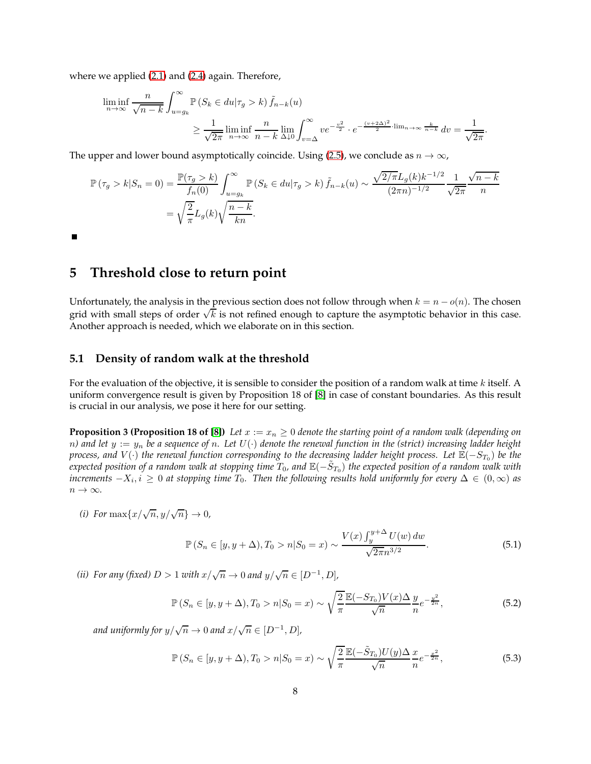where we applied (2.1) and (2.4) again. Therefore,

$$
\begin{aligned}
\liminf_{n\to\infty} \frac{n}{\sqrt{n-k}} \int_{u=g_k}^{\infty} \mathbb{P}\left(S_k \in du | \tau_g > k\right) \tilde{f}_{n-k}(u) \\
\geq \frac{1}{\sqrt{2\pi}} \liminf_{n\to\infty} \frac{n}{n-k} \lim_{\Delta \downarrow 0} \int_{v=\Delta}^{\infty} v e^{-\frac{v^2}{2}} \cdot e^{-\frac{(v+2\Delta)^2}{2} \cdot \lim_{n\to\infty} \frac{k}{n-k}} \, dv = \frac{1}{\sqrt{2\pi}}.
\end{aligned}
$$

The upper and lower bound asymptotically coincide. Using (2.5), we conclude as $n \to \infty$,

$$
\begin{aligned}
\mathbb{P}\left(\tau_g > k | S_n = 0\right) &= \frac{\mathbb{P}(\tau_g > k)}{f_n(0)} \int_{u=g_k}^{\infty} \mathbb{P}\left(S_k \in du | \tau_g > k\right) \tilde{f}_{n-k}(u) \sim \frac{\sqrt{2/\pi} L_g(k) k^{-1/2}}{(2\pi n)^{-1/2}} \frac{1}{\sqrt{2\pi}} \frac{\sqrt{n-k}}{n} \\
&= \sqrt{\frac{2}{\pi}} L_g(k) \sqrt{\frac{n-k}{kn}}.
\end{aligned}
$$

■

# 5 Threshold close to return point

Unfortunately, the analysis in the previous section does not follow through when $k = n - o(n)$. The chosen grid with small steps of order $\sqrt{k}$ is not refined enough to capture the asymptotic behavior in this case. Another approach is needed, which we elaborate on in this section.

## 5.1 Density of random walk at the threshold

For the evaluation of the objective, it is sensible to consider the position of a random walk at time $k$ itself. A uniform convergence result is given by Proposition 18 of [8] in case of constant boundaries. As this result is crucial in our analysis, we pose it here for our setting.

**Proposition 3 (Proposition 18 of [8])** *Let $x := x_n \geq 0$ denote the starting point of a random walk (depending on $n$) and let $y := y_n$ be a sequence of $n$. Let $U(\cdot)$ denote the renewal function in the (strict) increasing ladder height process, and $V(\cdot)$ the renewal function corresponding to the decreasing ladder height process. Let $\mathbb{E}(-S_{T_0})$ be the expected position of a random walk at stopping time $T_0$, and $\mathbb{E}(-\tilde{S}_{T_0})$ the expected position of a random walk with increments $-X_i, i \geq 0$ at stopping time $T_0$. Then the following results hold uniformly for every $\Delta \in (0, \infty)$ as $n \to \infty$.*

*(i) For $\max\{x/\sqrt{n}, y/\sqrt{n}\} \to 0$,*

$$
\mathbb{P}\left(S_n \in [y, y+\Delta), T_0 > n | S_0 = x\right) \sim \frac{V(x) \int_y^{y+\Delta} U(w)\, dw}{\sqrt{2\pi} n^{3/2}}. \tag{5.1}
$$

*(ii) For any (fixed) $D > 1$ with $x/\sqrt{n} \to 0$ and $y/\sqrt{n} \in [D^{-1}, D]$,*

$$
\mathbb{P}\left(S_n \in [y, y+\Delta), T_0 > n | S_0 = x\right) \sim \sqrt{\frac{2}{\pi}} \frac{\mathbb{E}(-S_{T_0}) V(x) \Delta}{\sqrt{n}} \frac{y}{n} e^{-\frac{y^2}{2n}}, \tag{5.2}
$$

*and uniformly for $y/\sqrt{n} \to 0$ and $x/\sqrt{n} \in [D^{-1}, D]$,*

$$
\mathbb{P}\left(S_n \in [y, y+\Delta), T_0 > n | S_0 = x\right) \sim \sqrt{\frac{2}{\pi}} \frac{\mathbb{E}(-\tilde{S}_{T_0}) U(y) \Delta}{\sqrt{n}} \frac{x}{n} e^{-\frac{x^2}{2n}}, \tag{5.3}
$$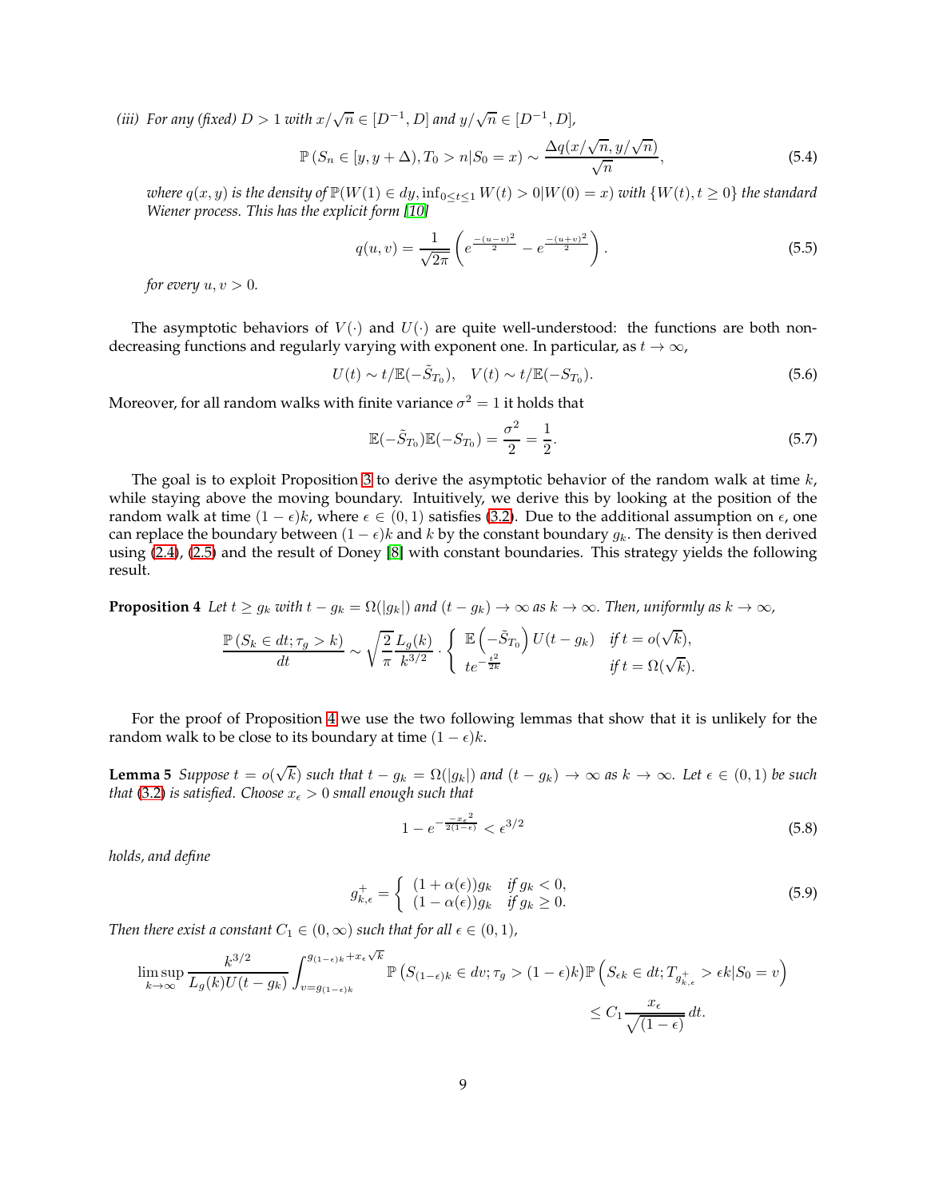*(iii) For any (fixed) $D > 1$ with $x/\sqrt{n} \in [D^{-1}, D]$ and $y/\sqrt{n} \in [D^{-1}, D]$,*

$$\mathbb{P}\left(S_n \in [y, y+\Delta), T_0 > n | S_0 = x\right) \sim \frac{\Delta q(x/\sqrt{n}, y/\sqrt{n})}{\sqrt{n}}, \tag{5.4}$$

*where $q(x,y)$ is the density of $\mathbb{P}(W(1) \in dy, \inf_{0 \le t \le 1} W(t) > 0 | W(0) = x)$ with $\{W(t), t \ge 0\}$ the standard Wiener process. This has the explicit form [10]*

$$q(u,v) = \frac{1}{\sqrt{2\pi}}\left(e^{\frac{-(u-v)^2}{2}} - e^{\frac{-(u+v)^2}{2}}\right). \tag{5.5}$$

*for every $u, v > 0$.*

The asymptotic behaviors of $V(\cdot)$ and $U(\cdot)$ are quite well-understood: the functions are both non-decreasing functions and regularly varying with exponent one. In particular, as $t \to \infty$,

$$U(t) \sim t/\mathbb{E}(-\tilde{S}_{T_0}), \quad V(t) \sim t/\mathbb{E}(-S_{T_0}). \tag{5.6}$$

Moreover, for all random walks with finite variance $\sigma^2 = 1$ it holds that

$$\mathbb{E}(-\tilde{S}_{T_0})\mathbb{E}(-S_{T_0}) = \frac{\sigma^2}{2} = \frac{1}{2}. \tag{5.7}$$

The goal is to exploit Proposition 3 to derive the asymptotic behavior of the random walk at time $k$, while staying above the moving boundary. Intuitively, we derive this by looking at the position of the random walk at time $(1-\epsilon)k$, where $\epsilon \in (0,1)$ satisfies (3.2). Due to the additional assumption on $\epsilon$, one can replace the boundary between $(1-\epsilon)k$ and $k$ by the constant boundary $g_k$. The density is then derived using (2.4), (2.5) and the result of Doney [8] with constant boundaries. This strategy yields the following result.

**Proposition 4** *Let $t \ge g_k$ with $t - g_k = \Omega(|g_k|)$ and $(t - g_k) \to \infty$ as $k \to \infty$. Then, uniformly as $k \to \infty$,*

$$\frac{\mathbb{P}\left(S_k \in dt; \tau_g > k\right)}{dt} \sim \sqrt{\frac{2}{\pi}} \frac{L_g(k)}{k^{3/2}} \cdot \begin{cases} \mathbb{E}\left(-\tilde{S}_{T_0}\right) U(t - g_k) & \text{if } t = o(\sqrt{k}), \\ t e^{-\frac{t^2}{2k}} & \text{if } t = \Omega(\sqrt{k}). \end{cases}$$

For the proof of Proposition 4 we use the two following lemmas that show that it is unlikely for the random walk to be close to its boundary at time $(1-\epsilon)k$.

**Lemma 5** *Suppose $t = o(\sqrt{k})$ such that $t - g_k = \Omega(|g_k|)$ and $(t - g_k) \to \infty$ as $k \to \infty$. Let $\epsilon \in (0,1)$ be such that (3.2) is satisfied. Choose $x_\epsilon > 0$ small enough such that*

$$1 - e^{-\frac{-x_\epsilon{}^2}{2(1-\epsilon)}} < \epsilon^{3/2} \tag{5.8}$$

*holds, and define*

$$g^+_{k,\epsilon} = \begin{cases} (1+\alpha(\epsilon))g_k & \text{if } g_k < 0, \\ (1-\alpha(\epsilon))g_k & \text{if } g_k \ge 0. \end{cases} \tag{5.9}$$

*Then there exist a constant $C_1 \in (0,\infty)$ such that for all $\epsilon \in (0,1)$,*

$$\limsup_{k\to\infty} \frac{k^{3/2}}{L_g(k) U(t - g_k)} \int_{v = g_{(1-\epsilon)k}}^{g_{(1-\epsilon)k} + x_\epsilon\sqrt{k}} \mathbb{P}\left(S_{(1-\epsilon)k} \in dv; \tau_g > (1-\epsilon)k\right) \mathbb{P}\left(S_{\epsilon k} \in dt; T_{g^+_{k,\epsilon}} > \epsilon k | S_0 = v\right)$$
$$\le C_1 \frac{x_\epsilon}{\sqrt{(1-\epsilon)}}\, dt.$$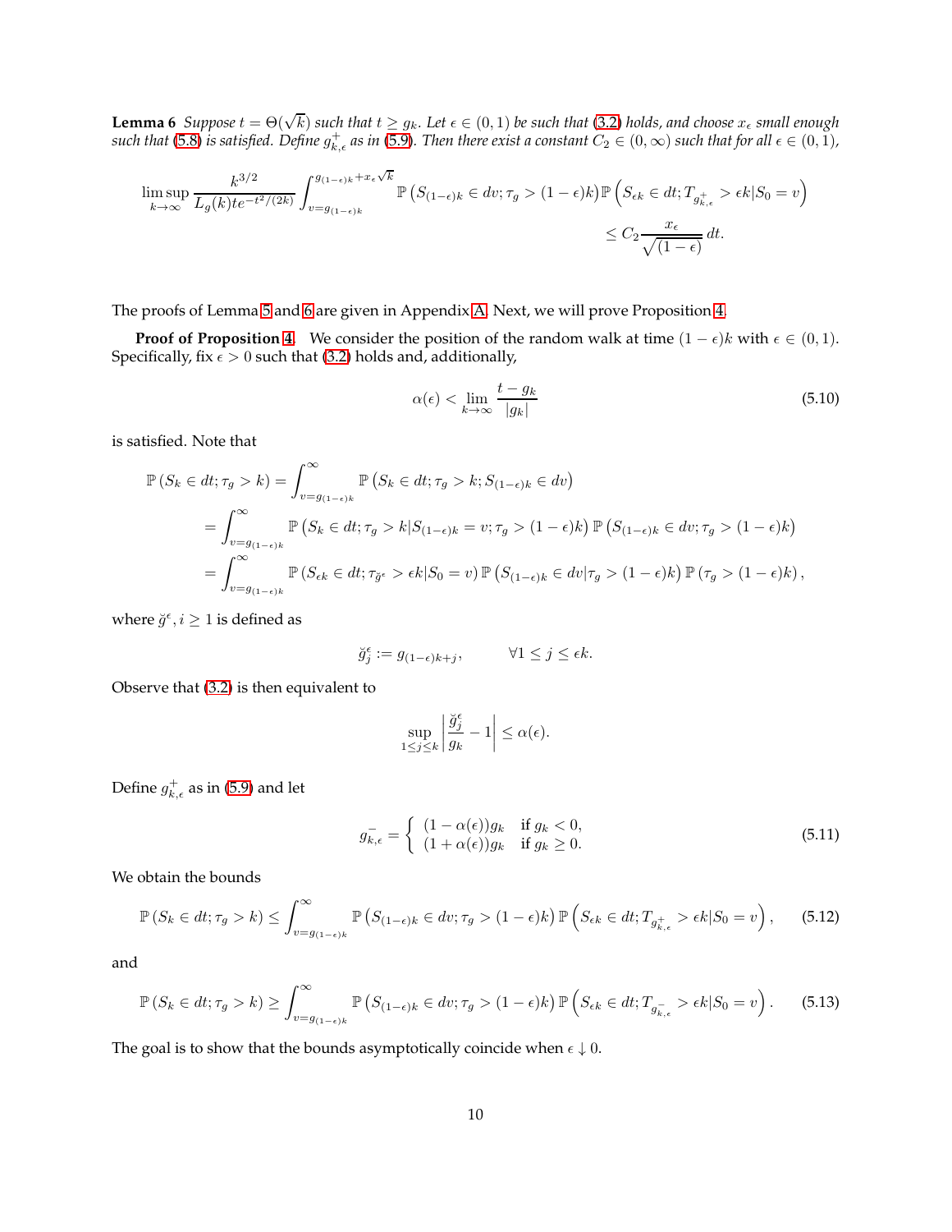**Lemma 6** *Suppose $t = \Theta(\sqrt{k})$ such that $t \geq g_k$. Let $\epsilon \in (0,1)$ be such that (3.2) holds, and choose $x_\epsilon$ small enough such that (5.8) is satisfied. Define $g^+_{k,\epsilon}$ as in (5.9). Then there exist a constant $C_2 \in (0,\infty)$ such that for all $\epsilon \in (0,1)$,*

$$
\limsup_{k\to\infty} \frac{k^{3/2}}{L_g(k)te^{-t^2/(2k)}} \int_{v=g_{(1-\epsilon)k}}^{g_{(1-\epsilon)k}+x_\epsilon\sqrt{k}} \mathbb{P}\left(S_{(1-\epsilon)k} \in dv; \tau_g > (1-\epsilon)k\right) \mathbb{P}\left(S_{\epsilon k} \in dt; T_{g^+_{k,\epsilon}} > \epsilon k | S_0 = v\right)
$$
$$
\leq C_2 \frac{x_\epsilon}{\sqrt{(1-\epsilon)}}\, dt.
$$

The proofs of Lemma 5 and 6 are given in Appendix A. Next, we will prove Proposition 4.

**Proof of Proposition 4.** We consider the position of the random walk at time $(1-\epsilon)k$ with $\epsilon \in (0,1)$. Specifically, fix $\epsilon > 0$ such that (3.2) holds and, additionally,

$$
\alpha(\epsilon) < \lim_{k\to\infty} \frac{t - g_k}{|g_k|} \tag{5.10}
$$

is satisfied. Note that

$$
\begin{aligned}
\mathbb{P}\left(S_k \in dt; \tau_g > k\right) &= \int_{v=g_{(1-\epsilon)k}}^{\infty} \mathbb{P}\left(S_k \in dt; \tau_g > k; S_{(1-\epsilon)k} \in dv\right) \\
&= \int_{v=g_{(1-\epsilon)k}}^{\infty} \mathbb{P}\left(S_k \in dt; \tau_g > k | S_{(1-\epsilon)k} = v; \tau_g > (1-\epsilon)k\right) \mathbb{P}\left(S_{(1-\epsilon)k} \in dv; \tau_g > (1-\epsilon)k\right) \\
&= \int_{v=g_{(1-\epsilon)k}}^{\infty} \mathbb{P}\left(S_{\epsilon k} \in dt; \tau_{\breve{g}^\epsilon} > \epsilon k | S_0 = v\right) \mathbb{P}\left(S_{(1-\epsilon)k} \in dv | \tau_g > (1-\epsilon)k\right) \mathbb{P}\left(\tau_g > (1-\epsilon)k\right),
\end{aligned}
$$

where $\breve{g}^\epsilon, i \geq 1$ is defined as

$$
\breve{g}^\epsilon_j := g_{(1-\epsilon)k+j}, \qquad \forall 1 \leq j \leq \epsilon k.
$$

Observe that (3.2) is then equivalent to

$$
\sup_{1\leq j\leq k} \left| \frac{\breve{g}^\epsilon_j}{g_k} - 1 \right| \leq \alpha(\epsilon).
$$

Define $g^+_{k,\epsilon}$ as in (5.9) and let

$$
g^-_{k,\epsilon} = \begin{cases} (1-\alpha(\epsilon))g_k & \text{if } g_k < 0, \\ (1+\alpha(\epsilon))g_k & \text{if } g_k \geq 0. \end{cases} \tag{5.11}
$$

We obtain the bounds

$$
\mathbb{P}\left(S_k \in dt; \tau_g > k\right) \leq \int_{v=g_{(1-\epsilon)k}}^{\infty} \mathbb{P}\left(S_{(1-\epsilon)k} \in dv; \tau_g > (1-\epsilon)k\right) \mathbb{P}\left(S_{\epsilon k} \in dt; T_{g^+_{k,\epsilon}} > \epsilon k | S_0 = v\right), \tag{5.12}
$$

and

$$
\mathbb{P}\left(S_k \in dt; \tau_g > k\right) \geq \int_{v=g_{(1-\epsilon)k}}^{\infty} \mathbb{P}\left(S_{(1-\epsilon)k} \in dv; \tau_g > (1-\epsilon)k\right) \mathbb{P}\left(S_{\epsilon k} \in dt; T_{g^-_{k,\epsilon}} > \epsilon k | S_0 = v\right). \tag{5.13}
$$

The goal is to show that the bounds asymptotically coincide when $\epsilon \downarrow 0$.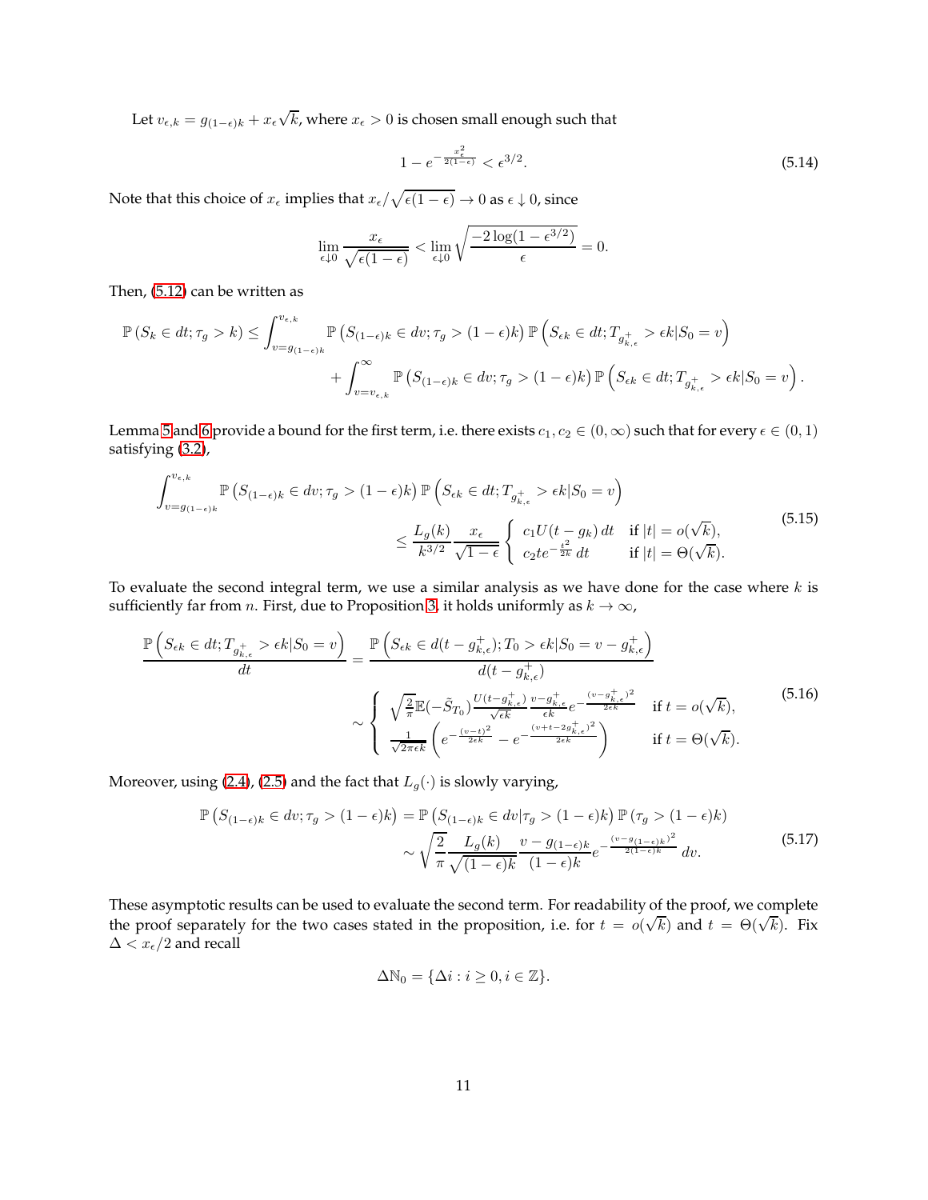Let $v_{\epsilon,k} = g_{(1-\epsilon)k} + x_\epsilon\sqrt{k}$, where $x_\epsilon > 0$ is chosen small enough such that

$$1 - e^{-\frac{x_\epsilon^2}{2(1-\epsilon)}} < \epsilon^{3/2}. \tag{5.14}$$

Note that this choice of $x_\epsilon$ implies that $x_\epsilon/\sqrt{\epsilon(1-\epsilon)} \to 0$ as $\epsilon \downarrow 0$, since

$$\lim_{\epsilon\downarrow 0} \frac{x_\epsilon}{\sqrt{\epsilon(1-\epsilon)}} < \lim_{\epsilon\downarrow 0} \sqrt{\frac{-2\log(1-\epsilon^{3/2})}{\epsilon}} = 0.$$

Then, (5.12) can be written as

$$\begin{aligned}
\mathbb{P}\left(S_k \in dt; \tau_g > k\right) \le \int_{v=g_{(1-\epsilon)k}}^{v_{\epsilon,k}} &\mathbb{P}\left(S_{(1-\epsilon)k} \in dv; \tau_g > (1-\epsilon)k\right) \mathbb{P}\left(S_{\epsilon k} \in dt; T_{g^+_{k,\epsilon}} > \epsilon k | S_0 = v\right) \\
&+ \int_{v=v_{\epsilon,k}}^{\infty} \mathbb{P}\left(S_{(1-\epsilon)k} \in dv; \tau_g > (1-\epsilon)k\right) \mathbb{P}\left(S_{\epsilon k} \in dt; T_{g^+_{k,\epsilon}} > \epsilon k | S_0 = v\right).
\end{aligned}$$

Lemma 5 and 6 provide a bound for the first term, i.e. there exists $c_1, c_2 \in (0,\infty)$ such that for every $\epsilon \in (0,1)$ satisfying (3.2),

$$\begin{aligned}
\int_{v=g_{(1-\epsilon)k}}^{v_{\epsilon,k}} &\mathbb{P}\left(S_{(1-\epsilon)k} \in dv; \tau_g > (1-\epsilon)k\right) \mathbb{P}\left(S_{\epsilon k} \in dt; T_{g^+_{k,\epsilon}} > \epsilon k | S_0 = v\right) \\
&\le \frac{L_g(k)}{k^{3/2}} \frac{x_\epsilon}{\sqrt{1-\epsilon}} \begin{cases} c_1 U(t - g_k)\, dt & \text{if } |t| = o(\sqrt{k}), \\ c_2 t e^{-\frac{t^2}{2k}}\, dt & \text{if } |t| = \Theta(\sqrt{k}). \end{cases}
\end{aligned} \tag{5.15}$$

To evaluate the second integral term, we use a similar analysis as we have done for the case where $k$ is sufficiently far from $n$. First, due to Proposition 3, it holds uniformly as $k \to \infty$,

$$\begin{aligned}
\frac{\mathbb{P}\left(S_{\epsilon k} \in dt; T_{g^+_{k,\epsilon}} > \epsilon k | S_0 = v\right)}{dt} &= \frac{\mathbb{P}\left(S_{\epsilon k} \in d(t - g^+_{k,\epsilon}); T_0 > \epsilon k | S_0 = v - g^+_{k,\epsilon}\right)}{d(t - g^+_{k,\epsilon})} \\
&\sim \begin{cases} \sqrt{\frac{2}{\pi}} \mathbb{E}(-\tilde{S}_{T_0}) \frac{U(t - g^+_{k,\epsilon})}{\sqrt{\epsilon k}} \frac{v - g^+_{k,\epsilon}}{\epsilon k} e^{-\frac{(v - g^+_{k,\epsilon})^2}{2\epsilon k}} & \text{if } t = o(\sqrt{k}), \\ \frac{1}{\sqrt{2\pi\epsilon k}} \left(e^{-\frac{(v-t)^2}{2\epsilon k}} - e^{-\frac{(v + t - 2g^+_{k,\epsilon})^2}{2\epsilon k}}\right) & \text{if } t = \Theta(\sqrt{k}). \end{cases}
\end{aligned} \tag{5.16}$$

Moreover, using (2.4), (2.5) and the fact that $L_g(\cdot)$ is slowly varying,

$$\begin{aligned}
\mathbb{P}\left(S_{(1-\epsilon)k} \in dv; \tau_g > (1-\epsilon)k\right) &= \mathbb{P}\left(S_{(1-\epsilon)k} \in dv | \tau_g > (1-\epsilon)k\right) \mathbb{P}\left(\tau_g > (1-\epsilon)k\right) \\
&\sim \sqrt{\frac{2}{\pi}} \frac{L_g(k)}{\sqrt{(1-\epsilon)k}} \frac{v - g_{(1-\epsilon)k}}{(1-\epsilon)k} e^{-\frac{(v - g_{(1-\epsilon)k})^2}{2(1-\epsilon)k}}\, dv.
\end{aligned} \tag{5.17}$$

These asymptotic results can be used to evaluate the second term. For readability of the proof, we complete the proof separately for the two cases stated in the proposition, i.e. for $t = o(\sqrt{k})$ and $t = \Theta(\sqrt{k})$. Fix $\Delta < x_\epsilon/2$ and recall

$$\Delta\mathbb{N}_0 = \{\Delta i : i \ge 0, i \in \mathbb{Z}\}.$$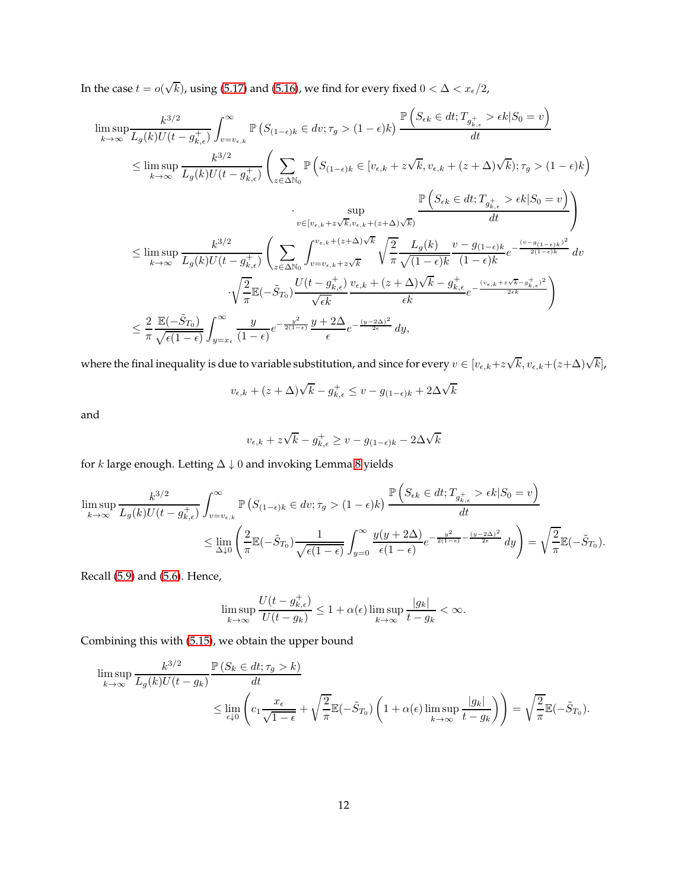In the case $t = o(\sqrt{k})$, using (5.17) and (5.16), we find for every fixed $0 < \Delta < x_\epsilon/2$,

$$
\begin{aligned}
\limsup_{k\to\infty} & \frac{k^{3/2}}{L_g(k)U(t-g^+_{k,\epsilon})} \int_{v=v_{\epsilon,k}}^\infty \mathbb{P}\left(S_{(1-\epsilon)k} \in dv; \tau_g > (1-\epsilon)k\right) \frac{\mathbb{P}\left(S_{\epsilon k} \in dt; T_{g^+_{k,\epsilon}} > \epsilon k | S_0 = v\right)}{dt} \\
&\leq \limsup_{k\to\infty} \frac{k^{3/2}}{L_g(k)U(t-g^+_{k,\epsilon})} \Bigg( \sum_{z\in\Delta\mathbb{N}_0} \mathbb{P}\left(S_{(1-\epsilon)k} \in [v_{\epsilon,k} + z\sqrt{k}, v_{\epsilon,k} + (z+\Delta)\sqrt{k}); \tau_g > (1-\epsilon)k\right) \\
&\qquad\qquad \cdot \sup_{v\in[v_{\epsilon,k}+z\sqrt{k}, v_{\epsilon,k}+(z+\Delta)\sqrt{k})} \frac{\mathbb{P}\left(S_{\epsilon k} \in dt; T_{g^+_{k,\epsilon}} > \epsilon k | S_0 = v\right)}{dt} \Bigg) \\
&\leq \limsup_{k\to\infty} \frac{k^{3/2}}{L_g(k)U(t-g^+_{k,\epsilon})} \Bigg( \sum_{z\in\Delta\mathbb{N}_0} \int_{v=v_{\epsilon,k}+z\sqrt{k}}^{v_{\epsilon,k}+(z+\Delta)\sqrt{k}} \sqrt{\frac{2}{\pi}} \frac{L_g(k)}{\sqrt{(1-\epsilon)k}} \frac{v - g_{(1-\epsilon)k}}{(1-\epsilon)k} e^{-\frac{(v-g_{(1-\epsilon)k})^2}{2(1-\epsilon)k}}\, dv \\
&\qquad\qquad \cdot \sqrt{\frac{2}{\pi}} \mathbb{E}(-\tilde{S}_{T_0}) \frac{U(t-g^+_{k,\epsilon})}{\sqrt{\epsilon k}} \frac{v_{\epsilon,k} + (z+\Delta)\sqrt{k} - g^+_{k,\epsilon}}{\epsilon k} e^{-\frac{(v_{\epsilon,k}+z\sqrt{k}-g^+_{k,\epsilon})^2}{2\epsilon k}} \Bigg) \\
&\leq \frac{2}{\pi} \frac{\mathbb{E}(-\tilde{S}_{T_0})}{\sqrt{\epsilon(1-\epsilon)}} \int_{y=x_\epsilon}^\infty \frac{y}{(1-\epsilon)} e^{-\frac{y^2}{2(1-\epsilon)}} \frac{y+2\Delta}{\epsilon} e^{-\frac{(y-2\Delta)^2}{2\epsilon}}\, dy,
\end{aligned}
$$

where the final inequality is due to variable substitution, and since for every $v \in [v_{\epsilon,k}+z\sqrt{k}, v_{\epsilon,k}+(z+\Delta)\sqrt{k}]$,

$$
v_{\epsilon,k} + (z+\Delta)\sqrt{k} - g^+_{k,\epsilon} \leq v - g_{(1-\epsilon)k} + 2\Delta\sqrt{k}
$$

and

$$
v_{\epsilon,k} + z\sqrt{k} - g^+_{k,\epsilon} \geq v - g_{(1-\epsilon)k} - 2\Delta\sqrt{k}
$$

for $k$ large enough. Letting $\Delta \downarrow 0$ and invoking Lemma 8 yields

$$
\begin{aligned}
\limsup_{k\to\infty} & \frac{k^{3/2}}{L_g(k)U(t-g^+_{k,\epsilon})} \int_{v=v_{\epsilon,k}}^\infty \mathbb{P}\left(S_{(1-\epsilon)k} \in dv; \tau_g > (1-\epsilon)k\right) \frac{\mathbb{P}\left(S_{\epsilon k} \in dt; T_{g^+_{k,\epsilon}} > \epsilon k | S_0 = v\right)}{dt} \\
&\leq \lim_{\Delta\downarrow 0} \left( \frac{2}{\pi} \mathbb{E}(-\tilde{S}_{T_0}) \frac{1}{\sqrt{\epsilon(1-\epsilon)}} \int_{y=0}^\infty \frac{y(y+2\Delta)}{\epsilon(1-\epsilon)} e^{-\frac{y^2}{2(1-\epsilon)} - \frac{(y-2\Delta)^2}{2\epsilon}}\, dy \right) = \sqrt{\frac{2}{\pi}} \mathbb{E}(-\tilde{S}_{T_0}).
\end{aligned}
$$

Recall (5.9) and (5.6). Hence,

$$
\limsup_{k\to\infty} \frac{U(t-g^+_{k,\epsilon})}{U(t-g_k)} \leq 1 + \alpha(\epsilon) \limsup_{k\to\infty} \frac{|g_k|}{t-g_k} < \infty.
$$

Combining this with (5.15), we obtain the upper bound

$$
\begin{aligned}
\limsup_{k\to\infty} & \frac{k^{3/2}}{L_g(k)U(t-g_k)} \frac{\mathbb{P}(S_k \in dt; \tau_g > k)}{dt} \\
&\leq \lim_{\epsilon\downarrow 0} \left( c_1 \frac{x_\epsilon}{\sqrt{1-\epsilon}} + \sqrt{\frac{2}{\pi}} \mathbb{E}(-\tilde{S}_{T_0}) \left( 1 + \alpha(\epsilon) \limsup_{k\to\infty} \frac{|g_k|}{t-g_k} \right) \right) = \sqrt{\frac{2}{\pi}} \mathbb{E}(-\tilde{S}_{T_0}).
\end{aligned}
$$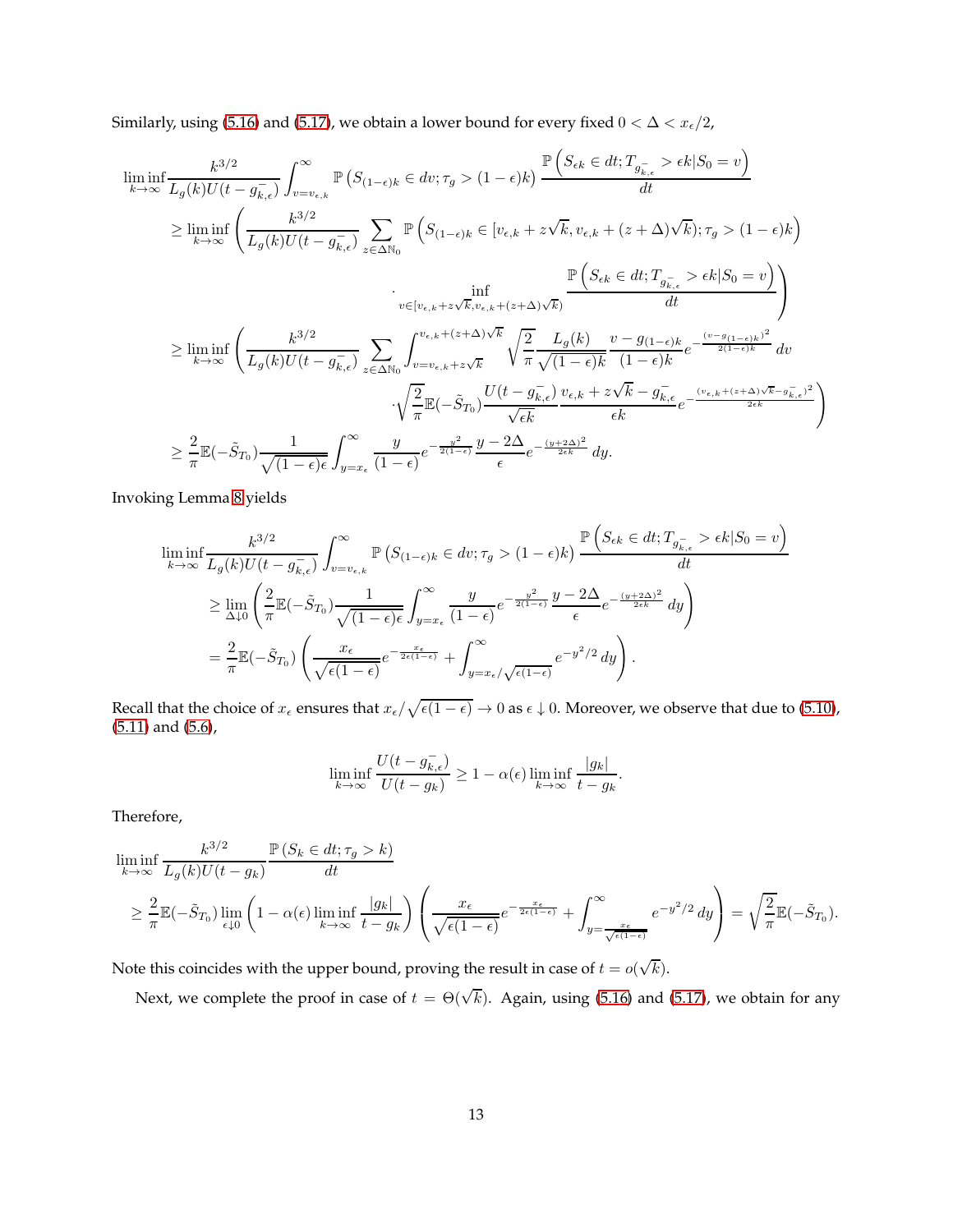Similarly, using (5.16) and (5.17), we obtain a lower bound for every fixed $0 < \Delta < x_\epsilon/2$,

$$
\begin{aligned}
&\liminf_{k\to\infty} \frac{k^{3/2}}{L_g(k)U(t-g^-_{k,\epsilon})} \int_{v=v_{\epsilon,k}}^\infty \mathbb{P}\left(S_{(1-\epsilon)k} \in dv; \tau_g > (1-\epsilon)k\right) \frac{\mathbb{P}\left(S_{\epsilon k} \in dt; T_{g^-_{k,\epsilon}} > \epsilon k | S_0 = v\right)}{dt} \\
&\geq \liminf_{k\to\infty} \left( \frac{k^{3/2}}{L_g(k)U(t-g^-_{k,\epsilon})} \sum_{z\in\Delta\mathbb{N}_0} \mathbb{P}\left(S_{(1-\epsilon)k} \in [v_{\epsilon,k} + z\sqrt{k}, v_{\epsilon,k} + (z+\Delta)\sqrt{k}); \tau_g > (1-\epsilon)k\right) \right. \\
&\qquad\qquad \left. \cdot \inf_{v\in[v_{\epsilon,k}+z\sqrt{k}, v_{\epsilon,k}+(z+\Delta)\sqrt{k})} \frac{\mathbb{P}\left(S_{\epsilon k} \in dt; T_{g^-_{k,\epsilon}} > \epsilon k | S_0 = v\right)}{dt} \right) \\
&\geq \liminf_{k\to\infty} \left( \frac{k^{3/2}}{L_g(k)U(t-g^-_{k,\epsilon})} \sum_{z\in\Delta\mathbb{N}_0} \int_{v=v_{\epsilon,k}+z\sqrt{k}}^{v_{\epsilon,k}+(z+\Delta)\sqrt{k}} \sqrt{\frac{2}{\pi}} \frac{L_g(k)}{\sqrt{(1-\epsilon)k}} \frac{v - g_{(1-\epsilon)k}}{(1-\epsilon)k} e^{-\frac{(v-g_{(1-\epsilon)k})^2}{2(1-\epsilon)k}} \, dv \right. \\
&\qquad\qquad \left. \cdot \sqrt{\frac{2}{\pi}} \mathbb{E}(-\tilde{S}_{T_0}) \frac{U(t-g^-_{k,\epsilon})}{\sqrt{\epsilon k}} \frac{v_{\epsilon,k} + z\sqrt{k} - g^-_{k,\epsilon}}{\epsilon k} e^{-\frac{(v_{\epsilon,k}+(z+\Delta)\sqrt{k}-g^-_{k,\epsilon})^2}{2\epsilon k}} \right) \\
&\geq \frac{2}{\pi} \mathbb{E}(-\tilde{S}_{T_0}) \frac{1}{\sqrt{(1-\epsilon)\epsilon}} \int_{y=x_\epsilon}^\infty \frac{y}{(1-\epsilon)} e^{-\frac{y^2}{2(1-\epsilon)}} \frac{y-2\Delta}{\epsilon} e^{-\frac{(y+2\Delta)^2}{2\epsilon k}} \, dy.
\end{aligned}
$$

Invoking Lemma 8 yields

$$
\begin{aligned}
&\liminf_{k\to\infty} \frac{k^{3/2}}{L_g(k)U(t-g^-_{k,\epsilon})} \int_{v=v_{\epsilon,k}}^\infty \mathbb{P}\left(S_{(1-\epsilon)k} \in dv; \tau_g > (1-\epsilon)k\right) \frac{\mathbb{P}\left(S_{\epsilon k} \in dt; T_{g^-_{k,\epsilon}} > \epsilon k | S_0 = v\right)}{dt} \\
&\geq \lim_{\Delta\downarrow 0} \left( \frac{2}{\pi} \mathbb{E}(-\tilde{S}_{T_0}) \frac{1}{\sqrt{(1-\epsilon)\epsilon}} \int_{y=x_\epsilon}^\infty \frac{y}{(1-\epsilon)} e^{-\frac{y^2}{2(1-\epsilon)}} \frac{y-2\Delta}{\epsilon} e^{-\frac{(y+2\Delta)^2}{2\epsilon k}} \, dy \right) \\
&= \frac{2}{\pi} \mathbb{E}(-\tilde{S}_{T_0}) \left( \frac{x_\epsilon}{\sqrt{\epsilon(1-\epsilon)}} e^{-\frac{x_\epsilon}{2\epsilon(1-\epsilon)}} + \int_{y=x_\epsilon/\sqrt{\epsilon(1-\epsilon)}}^\infty e^{-y^2/2} \, dy \right).
\end{aligned}
$$

Recall that the choice of $x_\epsilon$ ensures that $x_\epsilon/\sqrt{\epsilon(1-\epsilon)} \to 0$ as $\epsilon \downarrow 0$. Moreover, we observe that due to (5.10), (5.11) and (5.6),

$$
\liminf_{k\to\infty} \frac{U(t-g^-_{k,\epsilon})}{U(t-g_k)} \geq 1 - \alpha(\epsilon) \liminf_{k\to\infty} \frac{|g_k|}{t-g_k}.
$$

Therefore,

$$
\begin{aligned}
&\liminf_{k\to\infty} \frac{k^{3/2}}{L_g(k)U(t-g_k)} \frac{\mathbb{P}\left(S_k \in dt; \tau_g > k\right)}{dt} \\
&\geq \frac{2}{\pi} \mathbb{E}(-\tilde{S}_{T_0}) \lim_{\epsilon\downarrow 0} \left(1 - \alpha(\epsilon) \liminf_{k\to\infty} \frac{|g_k|}{t-g_k}\right) \left( \frac{x_\epsilon}{\sqrt{\epsilon(1-\epsilon)}} e^{-\frac{x_\epsilon}{2\epsilon(1-\epsilon)}} + \int_{y=\frac{x_\epsilon}{\sqrt{\epsilon(1-\epsilon)}}}^\infty e^{-y^2/2} \, dy \right) = \sqrt{\frac{2}{\pi}} \mathbb{E}(-\tilde{S}_{T_0}).
\end{aligned}
$$

Note this coincides with the upper bound, proving the result in case of $t = o(\sqrt{k})$.

Next, we complete the proof in case of $t = \Theta(\sqrt{k})$. Again, using (5.16) and (5.17), we obtain for any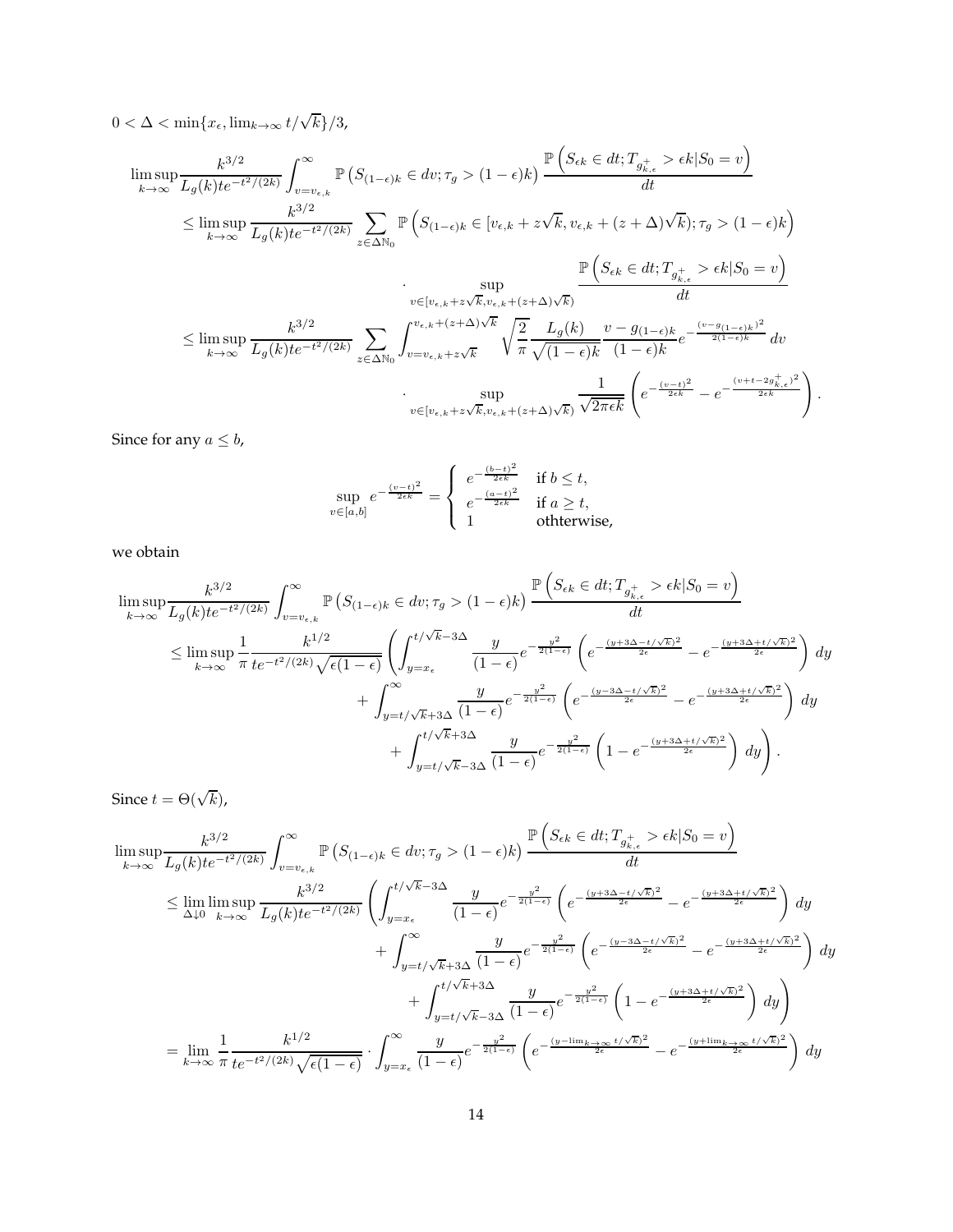$0 < \Delta < \min\{x_\epsilon, \lim_{k\to\infty} t/\sqrt{k}\}/3$,

$$
\begin{aligned}
\limsup_{k\to\infty} & \frac{k^{3/2}}{L_g(k) t e^{-t^2/(2k)}} \int_{v=v_{\epsilon,k}}^{\infty} \mathbb{P}\left(S_{(1-\epsilon)k} \in dv; \tau_g > (1-\epsilon)k\right) \frac{\mathbb{P}\left(S_{\epsilon k} \in dt; T_{g^+_{k,\epsilon}} > \epsilon k | S_0 = v\right)}{dt} \\
&\leq \limsup_{k\to\infty} \frac{k^{3/2}}{L_g(k) t e^{-t^2/(2k)}} \sum_{z \in \Delta\mathbb{N}_0} \mathbb{P}\left(S_{(1-\epsilon)k} \in [v_{\epsilon,k} + z\sqrt{k}, v_{\epsilon,k} + (z+\Delta)\sqrt{k}); \tau_g > (1-\epsilon)k\right) \\
&\qquad\qquad \cdot \sup_{v \in [v_{\epsilon,k}+z\sqrt{k}, v_{\epsilon,k}+(z+\Delta)\sqrt{k})} \frac{\mathbb{P}\left(S_{\epsilon k} \in dt; T_{g^+_{k,\epsilon}} > \epsilon k | S_0 = v\right)}{dt} \\
&\leq \limsup_{k\to\infty} \frac{k^{3/2}}{L_g(k) t e^{-t^2/(2k)}} \sum_{z \in \Delta\mathbb{N}_0} \int_{v=v_{\epsilon,k}+z\sqrt{k}}^{v_{\epsilon,k}+(z+\Delta)\sqrt{k}} \sqrt{\frac{2}{\pi}} \frac{L_g(k)}{\sqrt{(1-\epsilon)k}} \frac{v - g_{(1-\epsilon)k}}{(1-\epsilon)k} e^{-\frac{(v-g_{(1-\epsilon)k})^2}{2(1-\epsilon)k}} \, dv \\
&\qquad\qquad \cdot \sup_{v \in [v_{\epsilon,k}+z\sqrt{k}, v_{\epsilon,k}+(z+\Delta)\sqrt{k})} \frac{1}{\sqrt{2\pi\epsilon k}} \left( e^{-\frac{(v-t)^2}{2\epsilon k}} - e^{-\frac{(v+t-2g^+_{k,\epsilon})^2}{2\epsilon k}} \right).
\end{aligned}
$$

Since for any $a \leq b$,

$$
\sup_{v\in[a,b]} e^{-\frac{(v-t)^2}{2\epsilon k}} = \begin{cases} e^{-\frac{(b-t)^2}{2\epsilon k}} & \text{if } b \leq t, \\ e^{-\frac{(a-t)^2}{2\epsilon k}} & \text{if } a \geq t, \\ 1 & \text{ohtherwise,} \end{cases}
$$

we obtain

$$
\begin{aligned}
\limsup_{k\to\infty} & \frac{k^{3/2}}{L_g(k) t e^{-t^2/(2k)}} \int_{v=v_{\epsilon,k}}^{\infty} \mathbb{P}\left(S_{(1-\epsilon)k} \in dv; \tau_g > (1-\epsilon)k\right) \frac{\mathbb{P}\left(S_{\epsilon k} \in dt; T_{g^+_{k,\epsilon}} > \epsilon k | S_0 = v\right)}{dt} \\
&\leq \limsup_{k\to\infty} \frac{1}{\pi} \frac{k^{1/2}}{t e^{-t^2/(2k)} \sqrt{\epsilon(1-\epsilon)}} \left( \int_{y=x_\epsilon}^{t/\sqrt{k}-3\Delta} \frac{y}{(1-\epsilon)} e^{-\frac{y^2}{2(1-\epsilon)}} \left( e^{-\frac{(y+3\Delta-t/\sqrt{k})^2}{2\epsilon}} - e^{-\frac{(y+3\Delta+t/\sqrt{k})^2}{2\epsilon}} \right) dy \right. \\
&\qquad + \int_{y=t/\sqrt{k}+3\Delta}^{\infty} \frac{y}{(1-\epsilon)} e^{-\frac{y^2}{2(1-\epsilon)}} \left( e^{-\frac{(y-3\Delta-t/\sqrt{k})^2}{2\epsilon}} - e^{-\frac{(y+3\Delta+t/\sqrt{k})^2}{2\epsilon}} \right) dy \\
&\qquad \left. + \int_{y=t/\sqrt{k}-3\Delta}^{t/\sqrt{k}+3\Delta} \frac{y}{(1-\epsilon)} e^{-\frac{y^2}{2(1-\epsilon)}} \left( 1 - e^{-\frac{(y+3\Delta+t/\sqrt{k})^2}{2\epsilon}} \right) dy \right).
\end{aligned}
$$

Since $t = \Theta(\sqrt{k})$,

$$
\begin{aligned}
\limsup_{k\to\infty} & \frac{k^{3/2}}{L_g(k) t e^{-t^2/(2k)}} \int_{v=v_{\epsilon,k}}^{\infty} \mathbb{P}\left(S_{(1-\epsilon)k} \in dv; \tau_g > (1-\epsilon)k\right) \frac{\mathbb{P}\left(S_{\epsilon k} \in dt; T_{g^+_{k,\epsilon}} > \epsilon k | S_0 = v\right)}{dt} \\
&\leq \lim_{\Delta\downarrow 0} \limsup_{k\to\infty} \frac{k^{3/2}}{L_g(k) t e^{-t^2/(2k)}} \left( \int_{y=x_\epsilon}^{t/\sqrt{k}-3\Delta} \frac{y}{(1-\epsilon)} e^{-\frac{y^2}{2(1-\epsilon)}} \left( e^{-\frac{(y+3\Delta-t/\sqrt{k})^2}{2\epsilon}} - e^{-\frac{(y+3\Delta+t/\sqrt{k})^2}{2\epsilon}} \right) dy \right. \\
&\qquad + \int_{y=t/\sqrt{k}+3\Delta}^{\infty} \frac{y}{(1-\epsilon)} e^{-\frac{y^2}{2(1-\epsilon)}} \left( e^{-\frac{(y-3\Delta-t/\sqrt{k})^2}{2\epsilon}} - e^{-\frac{(y+3\Delta+t/\sqrt{k})^2}{2\epsilon}} \right) dy \\
&\qquad \left. + \int_{y=t/\sqrt{k}-3\Delta}^{t/\sqrt{k}+3\Delta} \frac{y}{(1-\epsilon)} e^{-\frac{y^2}{2(1-\epsilon)}} \left( 1 - e^{-\frac{(y+3\Delta+t/\sqrt{k})^2}{2\epsilon}} \right) dy \right) \\
&= \lim_{k\to\infty} \frac{1}{\pi} \frac{k^{1/2}}{t e^{-t^2/(2k)} \sqrt{\epsilon(1-\epsilon)}} \cdot \int_{y=x_\epsilon}^{\infty} \frac{y}{(1-\epsilon)} e^{-\frac{y^2}{2(1-\epsilon)}} \left( e^{-\frac{(y-\lim_{k\to\infty} t/\sqrt{k})^2}{2\epsilon}} - e^{-\frac{(y+\lim_{k\to\infty} t/\sqrt{k})^2}{2\epsilon}} \right) dy
\end{aligned}
$$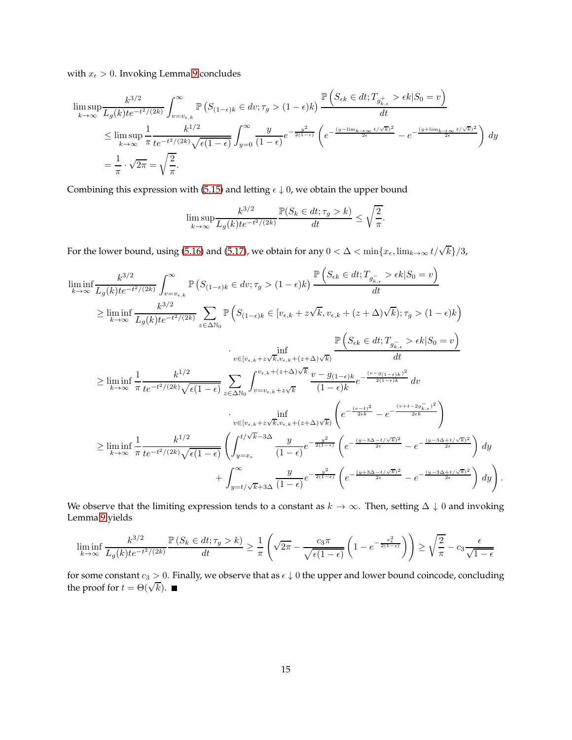with $x_\epsilon > 0$. Invoking Lemma 9 concludes

$$
\begin{aligned}
&\limsup_{k\to\infty} \frac{k^{3/2}}{L_g(k) t e^{-t^2/(2k)}} \int_{v=v_{\epsilon,k}}^{\infty} \mathbb{P}\left(S_{(1-\epsilon)k} \in dv; \tau_g > (1-\epsilon)k\right) \frac{\mathbb{P}\left(S_{\epsilon k} \in dt; T_{g^+_{k,\epsilon}} > \epsilon k | S_0 = v\right)}{dt} \\
&\quad \le \limsup_{k\to\infty} \frac{1}{\pi} \frac{k^{1/2}}{t e^{-t^2/(2k)} \sqrt{\epsilon(1-\epsilon)}} \int_{y=0}^{\infty} \frac{y}{(1-\epsilon)} e^{-\frac{y^2}{2(1-\epsilon)}} \left( e^{-\frac{(y - \lim_{k\to\infty} t/\sqrt{k})^2}{2\epsilon}} - e^{-\frac{(y + \lim_{k\to\infty} t/\sqrt{k})^2}{2\epsilon}} \right) dy \\
&\quad = \frac{1}{\pi} \cdot \sqrt{2\pi} = \sqrt{\frac{2}{\pi}}.
\end{aligned}
$$

Combining this expression with (5.15) and letting $\epsilon \downarrow 0$, we obtain the upper bound

$$
\limsup_{k\to\infty} \frac{k^{3/2}}{L_g(k) t e^{-t^2/(2k)}} \frac{\mathbb{P}(S_k \in dt; \tau_g > k)}{dt} \le \sqrt{\frac{2}{\pi}}.
$$

For the lower bound, using (5.16) and (5.17), we obtain for any $0 < \Delta < \min\{x_\epsilon, \lim_{k\to\infty} t/\sqrt{k}\}/3$,

$$
\begin{aligned}
&\liminf_{k\to\infty} \frac{k^{3/2}}{L_g(k) t e^{-t^2/(2k)}} \int_{v=v_{\epsilon,k}}^{\infty} \mathbb{P}\left(S_{(1-\epsilon)k} \in dv; \tau_g > (1-\epsilon)k\right) \frac{\mathbb{P}\left(S_{\epsilon k} \in dt; T_{g^-_{k,\epsilon}} > \epsilon k | S_0 = v\right)}{dt} \\
&\quad \ge \liminf_{k\to\infty} \frac{k^{3/2}}{L_g(k) t e^{-t^2/(2k)}} \sum_{z \in \Delta\mathbb{N}_0} \mathbb{P}\left(S_{(1-\epsilon)k} \in [v_{\epsilon,k} + z\sqrt{k}, v_{\epsilon,k} + (z+\Delta)\sqrt{k}); \tau_g > (1-\epsilon)k\right) \\
&\qquad\qquad \cdot \inf_{v \in [v_{\epsilon,k} + z\sqrt{k}, v_{\epsilon,k} + (z+\Delta)\sqrt{k})} \frac{\mathbb{P}\left(S_{\epsilon k} \in dt; T_{g^-_{k,\epsilon}} > \epsilon k | S_0 = v\right)}{dt} \\
&\quad \ge \liminf_{k\to\infty} \frac{1}{\pi} \frac{k^{1/2}}{t e^{-t^2/(2k)} \sqrt{\epsilon(1-\epsilon)}} \sum_{z \in \Delta\mathbb{N}_0} \int_{v=v_{\epsilon,k} + z\sqrt{k}}^{v_{\epsilon,k} + (z+\Delta)\sqrt{k}} \frac{v - g_{(1-\epsilon)k}}{(1-\epsilon)k} e^{-\frac{(v - g_{(1-\epsilon)k})^2}{2(1-\epsilon)k}} dv \\
&\qquad\qquad \cdot \inf_{v \in [v_{\epsilon,k} + z\sqrt{k}, v_{\epsilon,k} + (z+\Delta)\sqrt{k})} \left( e^{-\frac{(v-t)^2}{2\epsilon k}} - e^{-\frac{(v + t - 2g^-_{k,\epsilon})^2}{2\epsilon k}} \right) \\
&\quad \ge \liminf_{k\to\infty} \frac{1}{\pi} \frac{k^{1/2}}{t e^{-t^2/(2k)} \sqrt{\epsilon(1-\epsilon)}} \left( \int_{y=x_\epsilon}^{t/\sqrt{k} - 3\Delta} \frac{y}{(1-\epsilon)} e^{-\frac{y^2}{2(1-\epsilon)}} \left( e^{-\frac{(y - 3\Delta - t/\sqrt{k})^2}{2\epsilon}} - e^{-\frac{(y - 3\Delta + t/\sqrt{k})^2}{2\epsilon}} \right) dy \right. \\
&\qquad\qquad \left. + \int_{y=t/\sqrt{k} + 3\Delta}^{\infty} \frac{y}{(1-\epsilon)} e^{-\frac{y^2}{2(1-\epsilon)}} \left( e^{-\frac{(y + 3\Delta - t/\sqrt{k})^2}{2\epsilon}} - e^{-\frac{(y - 3\Delta + t/\sqrt{k})^2}{2\epsilon}} \right) dy \right).
\end{aligned}
$$

We observe that the limiting expression tends to a constant as $k \to \infty$. Then, setting $\Delta \downarrow 0$ and invoking Lemma 9 yields

$$
\liminf_{k\to\infty} \frac{k^{3/2}}{L_g(k) t e^{-t^2/(2k)}} \frac{\mathbb{P}(S_k \in dt; \tau_g > k)}{dt} \ge \frac{1}{\pi} \left( \sqrt{2\pi} - \frac{c_3 \pi}{\sqrt{\epsilon(1-\epsilon)}} \left( 1 - e^{-\frac{x_\epsilon^2}{2(1-\epsilon)}} \right) \right) \ge \sqrt{\frac{2}{\pi}} - c_3 \frac{\epsilon}{\sqrt{1-\epsilon}}
$$

for some constant $c_3 > 0$. Finally, we observe that as $\epsilon \downarrow 0$ the upper and lower bound coincode, concluding the proof for $t = \Theta(\sqrt{k})$. ∎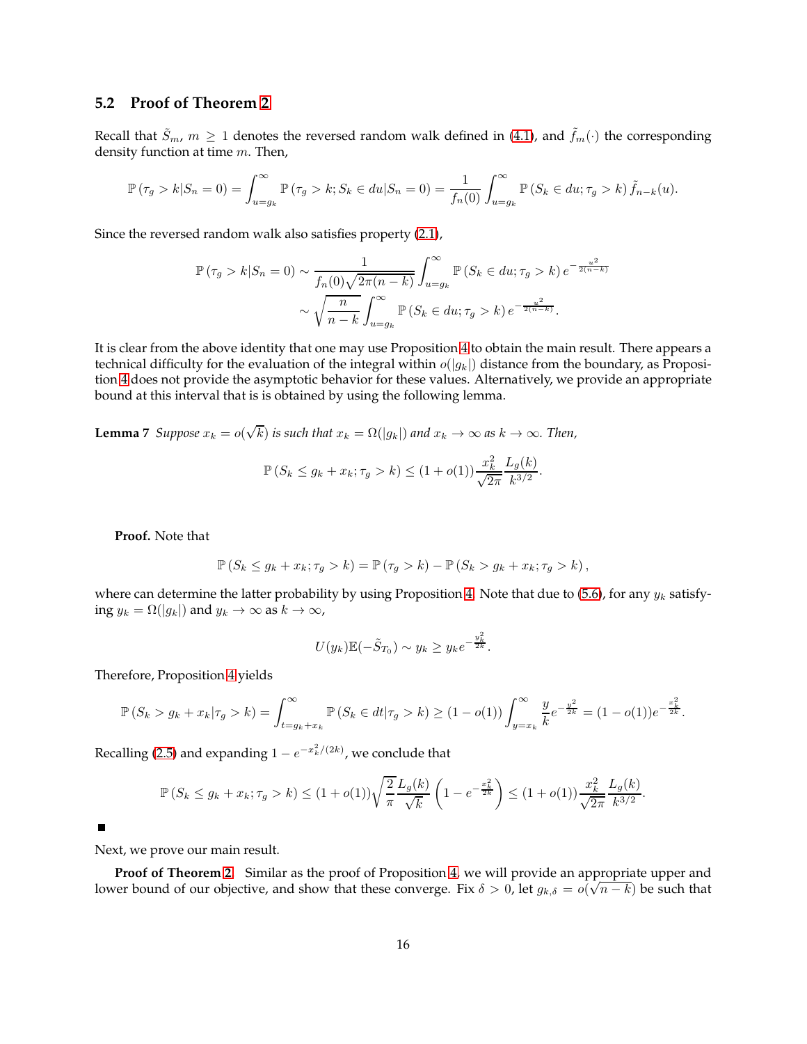### 5.2 Proof of Theorem 2

Recall that $\tilde{S}_m$, $m \geq 1$ denotes the reversed random walk defined in (4.1), and $\tilde{f}_m(\cdot)$ the corresponding density function at time $m$. Then,

$$\mathbb{P}\left(\tau_g > k | S_n = 0\right) = \int_{u=g_k}^{\infty} \mathbb{P}\left(\tau_g > k; S_k \in du | S_n = 0\right) = \frac{1}{f_n(0)} \int_{u=g_k}^{\infty} \mathbb{P}\left(S_k \in du; \tau_g > k\right) \tilde{f}_{n-k}(u).$$

Since the reversed random walk also satisfies property (2.1),

$$\begin{aligned}
\mathbb{P}\left(\tau_g > k | S_n = 0\right) &\sim \frac{1}{f_n(0)\sqrt{2\pi(n-k)}} \int_{u=g_k}^{\infty} \mathbb{P}\left(S_k \in du; \tau_g > k\right) e^{-\frac{u^2}{2(n-k)}} \\
&\sim \sqrt{\frac{n}{n-k}} \int_{u=g_k}^{\infty} \mathbb{P}\left(S_k \in du; \tau_g > k\right) e^{-\frac{u^2}{2(n-k)}}.
\end{aligned}$$

It is clear from the above identity that one may use Proposition 4 to obtain the main result. There appears a technical difficulty for the evaluation of the integral within $o(|g_k|)$ distance from the boundary, as Proposition 4 does not provide the asymptotic behavior for these values. Alternatively, we provide an appropriate bound at this interval that is is obtained by using the following lemma.

**Lemma 7** *Suppose $x_k = o(\sqrt{k})$ is such that $x_k = \Omega(|g_k|)$ and $x_k \to \infty$ as $k \to \infty$. Then,*

$$\mathbb{P}\left(S_k \leq g_k + x_k; \tau_g > k\right) \leq (1 + o(1)) \frac{x_k^2}{\sqrt{2\pi}} \frac{L_g(k)}{k^{3/2}}.$$

**Proof.** Note that

$$\mathbb{P}\left(S_k \leq g_k + x_k; \tau_g > k\right) = \mathbb{P}\left(\tau_g > k\right) - \mathbb{P}\left(S_k > g_k + x_k; \tau_g > k\right),$$

where can determine the latter probability by using Proposition 4. Note that due to (5.6), for any $y_k$ satisfying $y_k = \Omega(|g_k|)$ and $y_k \to \infty$ as $k \to \infty$,

$$U(y_k)\mathbb{E}(-\tilde{S}_{T_0}) \sim y_k \geq y_k e^{-\frac{y_k^2}{2k}}.$$

Therefore, Proposition 4 yields

$$\mathbb{P}\left(S_k > g_k + x_k | \tau_g > k\right) = \int_{t=g_k+x_k}^{\infty} \mathbb{P}\left(S_k \in dt | \tau_g > k\right) \geq (1 - o(1)) \int_{y=x_k}^{\infty} \frac{y}{k} e^{-\frac{y^2}{2k}} = (1 - o(1)) e^{-\frac{x_k^2}{2k}}.$$

Recalling (2.5) and expanding $1 - e^{-x_k^2/(2k)}$, we conclude that

$$\mathbb{P}\left(S_k \leq g_k + x_k; \tau_g > k\right) \leq (1 + o(1)) \sqrt{\frac{2}{\pi}} \frac{L_g(k)}{\sqrt{k}} \left(1 - e^{-\frac{x_k^2}{2k}}\right) \leq (1 + o(1)) \frac{x_k^2}{\sqrt{2\pi}} \frac{L_g(k)}{k^{3/2}}.$$

■

Next, we prove our main result.

**Proof of Theorem 2.** Similar as the proof of Proposition 4, we will provide an appropriate upper and lower bound of our objective, and show that these converge. Fix $\delta > 0$, let $g_{k,\delta} = o(\sqrt{n-k})$ be such that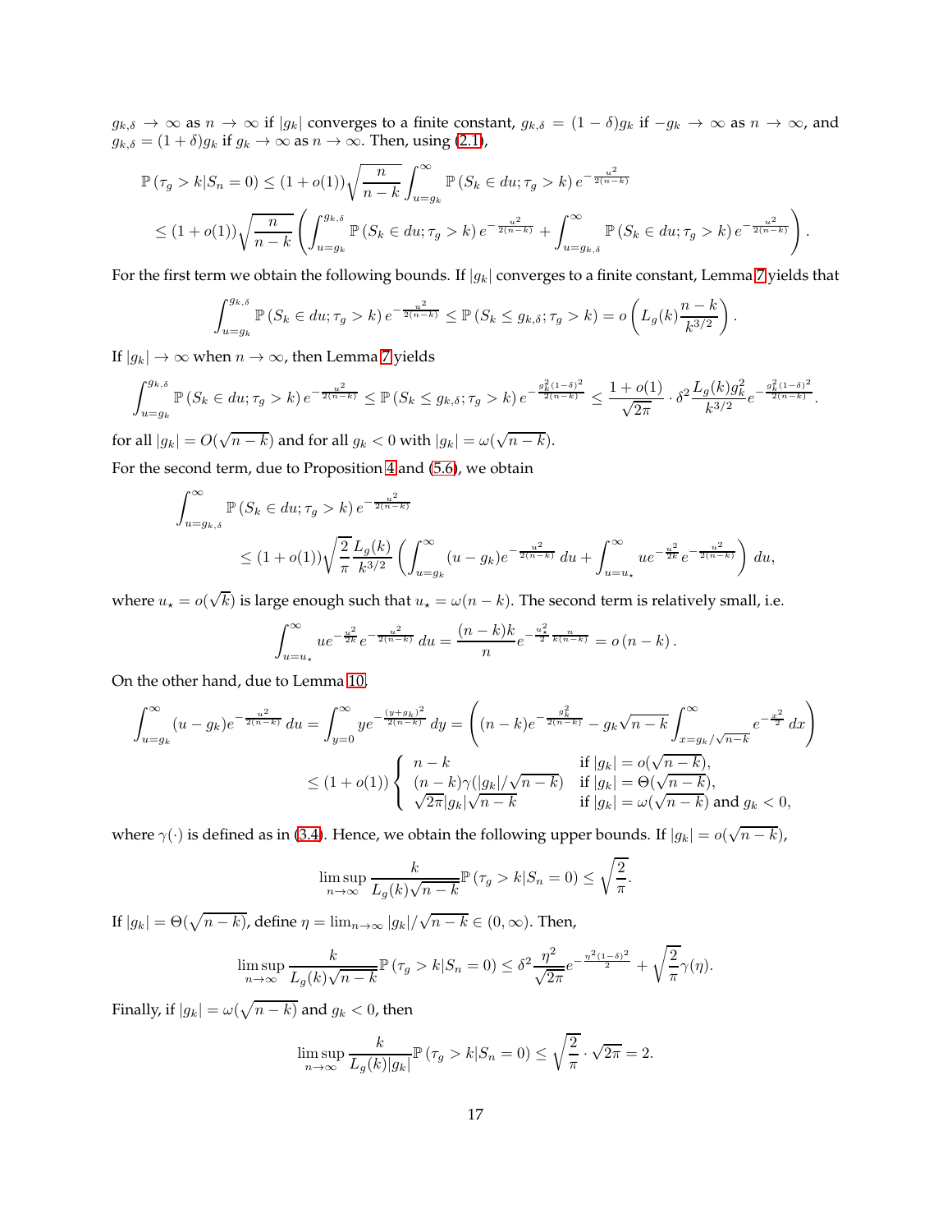$g_{k,\delta} \to \infty$ as $n \to \infty$ if $|g_k|$ converges to a finite constant, $g_{k,\delta} = (1-\delta)g_k$ if $-g_k \to \infty$ as $n \to \infty$, and $g_{k,\delta} = (1+\delta)g_k$ if $g_k \to \infty$ as $n \to \infty$. Then, using (2.1),

$$
\begin{aligned}
\mathbb{P}\left(\tau_g > k | S_n = 0\right) &\le (1+o(1))\sqrt{\frac{n}{n-k}} \int_{u=g_k}^{\infty} \mathbb{P}\left(S_k \in du; \tau_g > k\right) e^{-\frac{u^2}{2(n-k)}} \\
&\le (1+o(1))\sqrt{\frac{n}{n-k}} \left( \int_{u=g_k}^{g_{k,\delta}} \mathbb{P}\left(S_k \in du; \tau_g > k\right) e^{-\frac{u^2}{2(n-k)}} + \int_{u=g_{k,\delta}}^{\infty} \mathbb{P}\left(S_k \in du; \tau_g > k\right) e^{-\frac{u^2}{2(n-k)}} \right).
\end{aligned}
$$

For the first term we obtain the following bounds. If $|g_k|$ converges to a finite constant, Lemma 7 yields that

$$
\int_{u=g_k}^{g_{k,\delta}} \mathbb{P}\left(S_k \in du; \tau_g > k\right) e^{-\frac{u^2}{2(n-k)}} \le \mathbb{P}\left(S_k \le g_{k,\delta}; \tau_g > k\right) = o\left( L_g(k) \frac{n-k}{k^{3/2}} \right).
$$

If $|g_k| \to \infty$ when $n \to \infty$, then Lemma 7 yields

$$
\int_{u=g_k}^{g_{k,\delta}} \mathbb{P}\left(S_k \in du; \tau_g > k\right) e^{-\frac{u^2}{2(n-k)}} \le \mathbb{P}\left(S_k \le g_{k,\delta}; \tau_g > k\right) e^{-\frac{g_k^2(1-\delta)^2}{2(n-k)}} \le \frac{1+o(1)}{\sqrt{2\pi}} \cdot \delta^2 \frac{L_g(k) g_k^2}{k^{3/2}} e^{-\frac{g_k^2(1-\delta)^2}{2(n-k)}}.
$$

for all $|g_k| = O(\sqrt{n-k})$ and for all $g_k < 0$ with $|g_k| = \omega(\sqrt{n-k})$.

For the second term, due to Proposition 4 and (5.6), we obtain

$$
\begin{aligned}
&\int_{u=g_{k,\delta}}^{\infty} \mathbb{P}\left(S_k \in du; \tau_g > k\right) e^{-\frac{u^2}{2(n-k)}} \\
&\qquad \le (1+o(1))\sqrt{\frac{2}{\pi}} \frac{L_g(k)}{k^{3/2}} \left( \int_{u=g_k}^{\infty} (u-g_k) e^{-\frac{u^2}{2(n-k)}}\, du + \int_{u=u_\star}^{\infty} u e^{-\frac{u^2}{2k}} e^{-\frac{u^2}{2(n-k)}} \right) du,
\end{aligned}
$$

where $u_\star = o(\sqrt{k})$ is large enough such that $u_\star = \omega(n-k)$. The second term is relatively small, i.e.

$$
\int_{u=u_\star}^{\infty} u e^{-\frac{u^2}{2k}} e^{-\frac{u^2}{2(n-k)}}\, du = \frac{(n-k)k}{n} e^{-\frac{u_\star^2}{2}\frac{n}{k(n-k)}} = o\left(n-k\right).
$$

On the other hand, due to Lemma 10,

$$
\begin{aligned}
\int_{u=g_k}^{\infty} (u-g_k) e^{-\frac{u^2}{2(n-k)}}\, du &= \int_{y=0}^{\infty} y e^{-\frac{(y+g_k)^2}{2(n-k)}}\, dy = \left( (n-k) e^{-\frac{g_k^2}{2(n-k)}} - g_k\sqrt{n-k} \int_{x=g_k/\sqrt{n-k}}^{\infty} e^{-\frac{x^2}{2}}\, dx \right) \\
&\le (1+o(1)) \begin{cases} n-k & \text{if } |g_k| = o(\sqrt{n-k}), \\ (n-k)\gamma(|g_k|/\sqrt{n-k}) & \text{if } |g_k| = \Theta(\sqrt{n-k}), \\ \sqrt{2\pi}|g_k|\sqrt{n-k} & \text{if } |g_k| = \omega(\sqrt{n-k}) \text{ and } g_k < 0, \end{cases}
\end{aligned}
$$

where $\gamma(\cdot)$ is defined as in (3.4). Hence, we obtain the following upper bounds. If $|g_k| = o(\sqrt{n-k})$,

$$
\limsup_{n\to\infty} \frac{k}{L_g(k)\sqrt{n-k}} \mathbb{P}\left(\tau_g > k | S_n = 0\right) \le \sqrt{\frac{2}{\pi}}.
$$

If $|g_k| = \Theta(\sqrt{n-k})$, define $\eta = \lim_{n\to\infty} |g_k|/\sqrt{n-k} \in (0, \infty)$. Then,

$$
\limsup_{n\to\infty} \frac{k}{L_g(k)\sqrt{n-k}} \mathbb{P}\left(\tau_g > k | S_n = 0\right) \le \delta^2 \frac{\eta^2}{\sqrt{2\pi}} e^{-\frac{\eta^2(1-\delta)^2}{2}} + \sqrt{\frac{2}{\pi}} \gamma(\eta).
$$

Finally, if $|g_k| = \omega(\sqrt{n-k})$ and $g_k < 0$, then

$$
\limsup_{n\to\infty} \frac{k}{L_g(k)|g_k|} \mathbb{P}\left(\tau_g > k | S_n = 0\right) \le \sqrt{\frac{2}{\pi}} \cdot \sqrt{2\pi} = 2.
$$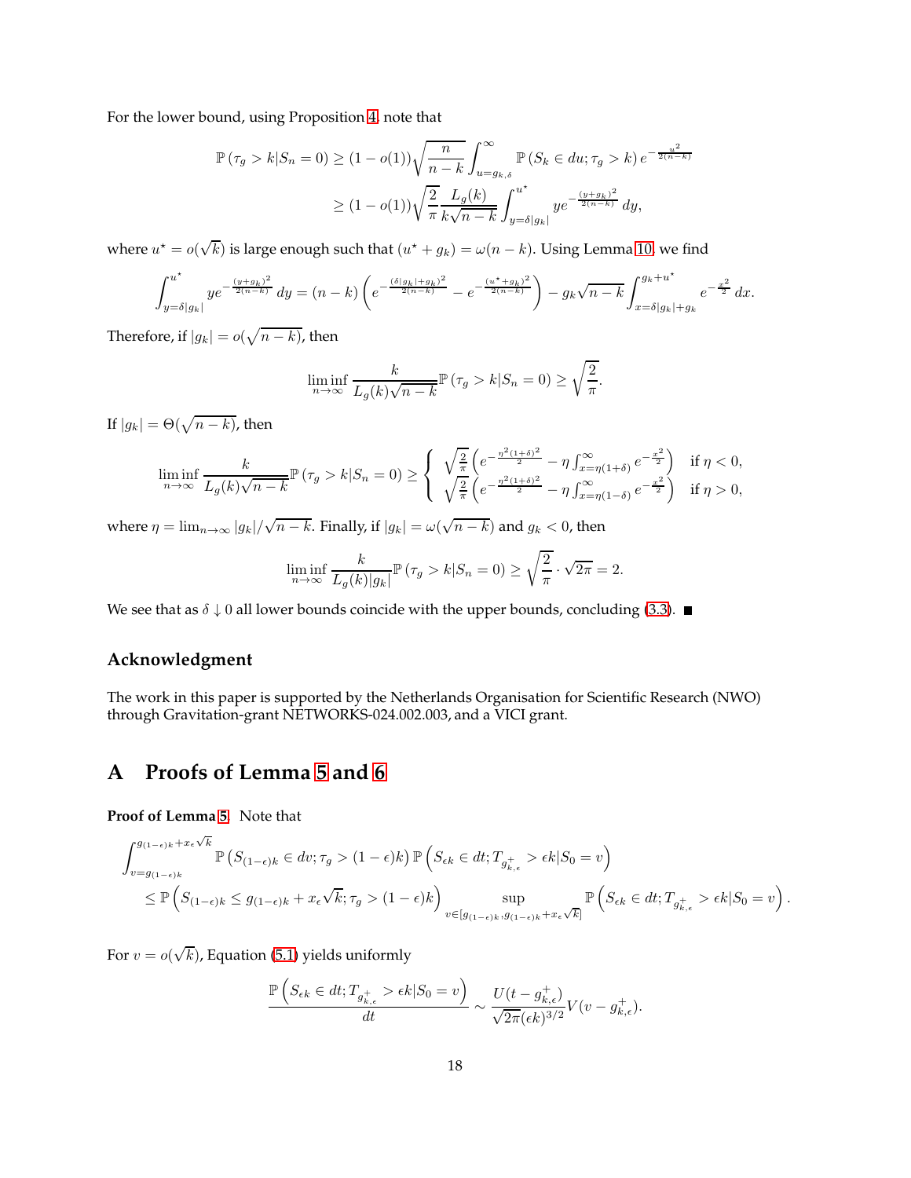For the lower bound, using Proposition 4, note that

$$\mathbb{P}(\tau_g > k | S_n = 0) \geq (1 - o(1))\sqrt{\frac{n}{n-k}} \int_{u=g_{k,\delta}}^{\infty} \mathbb{P}(S_k \in du; \tau_g > k)\, e^{-\frac{u^2}{2(n-k)}}$$

$$\geq (1 - o(1))\sqrt{\frac{2}{\pi}} \frac{L_g(k)}{k\sqrt{n-k}} \int_{y=\delta|g_k|}^{u^\star} y e^{-\frac{(y+g_k)^2}{2(n-k)}}\, dy,$$

where $u^\star = o(\sqrt{k})$ is large enough such that $(u^\star + g_k) = \omega(n-k)$. Using Lemma 10, we find

$$\int_{y=\delta|g_k|}^{u^\star} y e^{-\frac{(y+g_k)^2}{2(n-k)}}\, dy = (n-k)\left(e^{-\frac{(\delta|g_k|+g_k)^2}{2(n-k)}} - e^{-\frac{(u^\star+g_k)^2}{2(n-k)}}\right) - g_k\sqrt{n-k}\int_{x=\delta|g_k|+g_k}^{g_k+u^\star} e^{-\frac{x^2}{2}}\, dx.$$

Therefore, if $|g_k| = o(\sqrt{n-k})$, then

$$\liminf_{n\to\infty} \frac{k}{L_g(k)\sqrt{n-k}} \mathbb{P}(\tau_g > k | S_n = 0) \geq \sqrt{\frac{2}{\pi}}.$$

If $|g_k| = \Theta(\sqrt{n-k})$, then

$$\liminf_{n\to\infty} \frac{k}{L_g(k)\sqrt{n-k}} \mathbb{P}(\tau_g > k | S_n = 0) \geq \begin{cases} \sqrt{\frac{2}{\pi}}\left(e^{-\frac{\eta^2(1+\delta)^2}{2}} - \eta\int_{x=\eta(1+\delta)}^{\infty} e^{-\frac{x^2}{2}}\right) & \text{if } \eta < 0, \\ \sqrt{\frac{2}{\pi}}\left(e^{-\frac{\eta^2(1+\delta)^2}{2}} - \eta\int_{x=\eta(1-\delta)}^{\infty} e^{-\frac{x^2}{2}}\right) & \text{if } \eta > 0, \end{cases}$$

where $\eta = \lim_{n\to\infty} |g_k|/\sqrt{n-k}$. Finally, if $|g_k| = \omega(\sqrt{n-k})$ and $g_k < 0$, then

$$\liminf_{n\to\infty} \frac{k}{L_g(k)|g_k|} \mathbb{P}(\tau_g > k | S_n = 0) \geq \sqrt{\frac{2}{\pi}} \cdot \sqrt{2\pi} = 2.$$

We see that as $\delta \downarrow 0$ all lower bounds coincide with the upper bounds, concluding (3.3). ■

## Acknowledgment

The work in this paper is supported by the Netherlands Organisation for Scientific Research (NWO) through Gravitation-grant NETWORKS-024.002.003, and a VICI grant.

# A Proofs of Lemma 5 and 6

**Proof of Lemma 5.** Note that

$$\int_{v=g_{(1-\epsilon)k}}^{g_{(1-\epsilon)k}+x_\epsilon\sqrt{k}} \mathbb{P}\left(S_{(1-\epsilon)k} \in dv; \tau_g > (1-\epsilon)k\right) \mathbb{P}\left(S_{\epsilon k} \in dt; T_{g^+_{k,\epsilon}} > \epsilon k | S_0 = v\right)$$

$$\leq \mathbb{P}\left(S_{(1-\epsilon)k} \leq g_{(1-\epsilon)k} + x_\epsilon\sqrt{k}; \tau_g > (1-\epsilon)k\right) \sup_{v\in[g_{(1-\epsilon)k}, g_{(1-\epsilon)k}+x_\epsilon\sqrt{k}]} \mathbb{P}\left(S_{\epsilon k} \in dt; T_{g^+_{k,\epsilon}} > \epsilon k | S_0 = v\right).$$

For $v = o(\sqrt{k})$, Equation (5.1) yields uniformly

$$\frac{\mathbb{P}\left(S_{\epsilon k} \in dt; T_{g^+_{k,\epsilon}} > \epsilon k | S_0 = v\right)}{dt} \sim \frac{U(t - g^+_{k,\epsilon})}{\sqrt{2\pi}(\epsilon k)^{3/2}} V(v - g^+_{k,\epsilon}).$$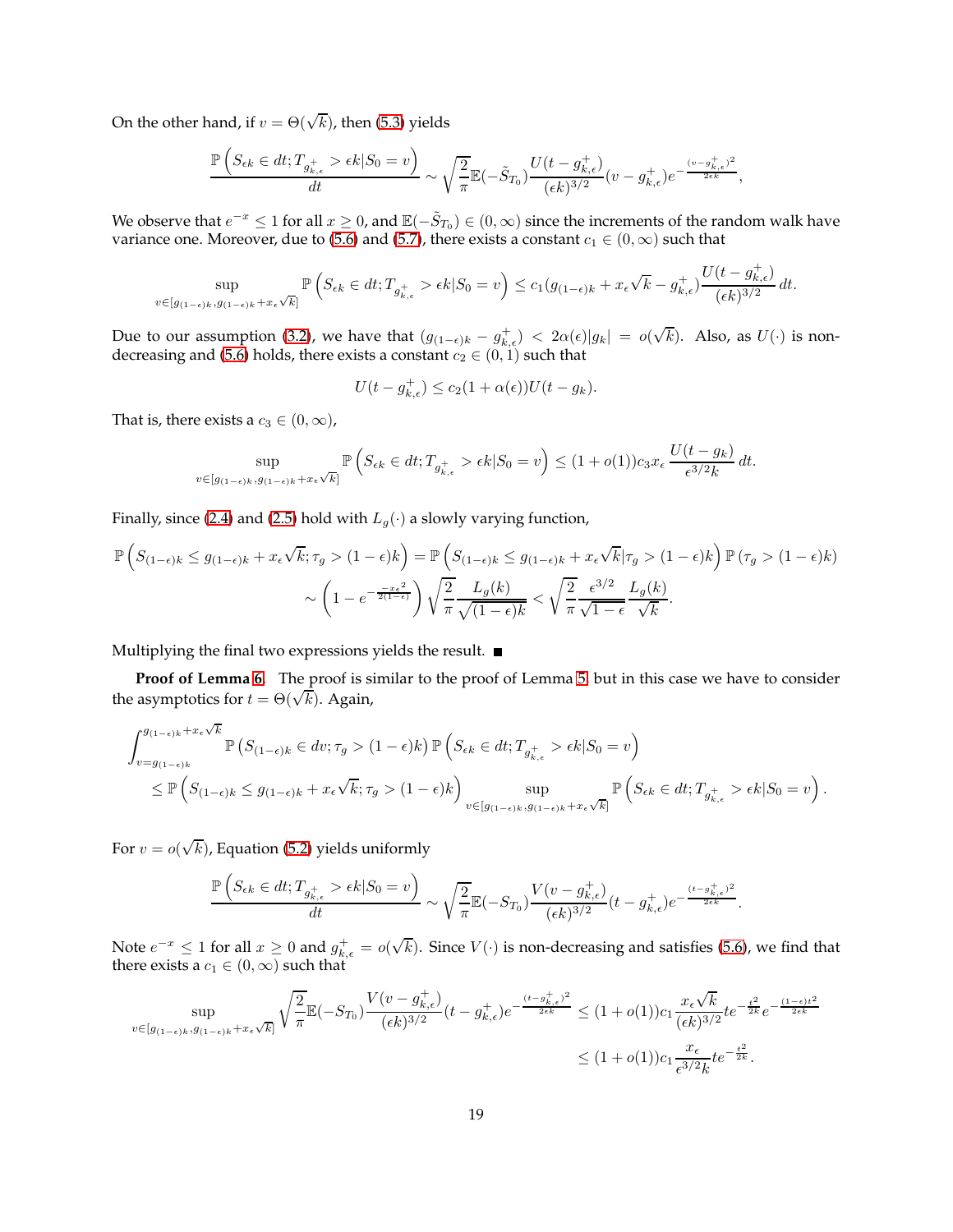On the other hand, if $v = \Theta(\sqrt{k})$, then (5.3) yields

$$\frac{\mathbb{P}\left(S_{\epsilon k} \in dt; T_{g^+_{k,\epsilon}} > \epsilon k | S_0 = v\right)}{dt} \sim \sqrt{\frac{2}{\pi}} \mathbb{E}(-\tilde{S}_{T_0}) \frac{U(t - g^+_{k,\epsilon})}{(\epsilon k)^{3/2}} (v - g^+_{k,\epsilon}) e^{-\frac{(v - g^+_{k,\epsilon})^2}{2\epsilon k}},$$

We observe that $e^{-x} \leq 1$ for all $x \geq 0$, and $\mathbb{E}(-\tilde{S}_{T_0}) \in (0, \infty)$ since the increments of the random walk have variance one. Moreover, due to (5.6) and (5.7), there exists a constant $c_1 \in (0, \infty)$ such that

$$\sup_{v \in [g_{(1-\epsilon)k}, g_{(1-\epsilon)k} + x_\epsilon \sqrt{k}]} \mathbb{P}\left(S_{\epsilon k} \in dt; T_{g^+_{k,\epsilon}} > \epsilon k | S_0 = v\right) \leq c_1 (g_{(1-\epsilon)k} + x_\epsilon \sqrt{k} - g^+_{k,\epsilon}) \frac{U(t - g^+_{k,\epsilon})}{(\epsilon k)^{3/2}} \, dt.$$

Due to our assumption (3.2), we have that $(g_{(1-\epsilon)k} - g^+_{k,\epsilon}) < 2\alpha(\epsilon)|g_k| = o(\sqrt{k})$. Also, as $U(\cdot)$ is non-decreasing and (5.6) holds, there exists a constant $c_2 \in (0, 1)$ such that

$$U(t - g^+_{k,\epsilon}) \leq c_2 (1 + \alpha(\epsilon)) U(t - g_k).$$

That is, there exists a $c_3 \in (0, \infty)$,

$$\sup_{v \in [g_{(1-\epsilon)k}, g_{(1-\epsilon)k} + x_\epsilon \sqrt{k}]} \mathbb{P}\left(S_{\epsilon k} \in dt; T_{g^+_{k,\epsilon}} > \epsilon k | S_0 = v\right) \leq (1 + o(1)) c_3 x_\epsilon \frac{U(t - g_k)}{\epsilon^{3/2} k} \, dt.$$

Finally, since (2.4) and (2.5) hold with $L_g(\cdot)$ a slowly varying function,

$$\begin{aligned}
\mathbb{P}\left(S_{(1-\epsilon)k} \leq g_{(1-\epsilon)k} + x_\epsilon \sqrt{k}; \tau_g > (1-\epsilon)k\right) &= \mathbb{P}\left(S_{(1-\epsilon)k} \leq g_{(1-\epsilon)k} + x_\epsilon \sqrt{k} | \tau_g > (1-\epsilon)k\right) \mathbb{P}\left(\tau_g > (1-\epsilon)k\right) \\
&\sim \left(1 - e^{\frac{-x_\epsilon^2}{2(1-\epsilon)}}\right) \sqrt{\frac{2}{\pi}} \frac{L_g(k)}{\sqrt{(1-\epsilon)k}} < \sqrt{\frac{2}{\pi}} \frac{\epsilon^{3/2}}{\sqrt{1-\epsilon}} \frac{L_g(k)}{\sqrt{k}}.
\end{aligned}$$

Multiplying the final two expressions yields the result. ■

**Proof of Lemma 6.** The proof is similar to the proof of Lemma 5 but in this case we have to consider the asymptotics for $t = \Theta(\sqrt{k})$. Again,

$$\begin{aligned}
&\int_{v = g_{(1-\epsilon)k}}^{g_{(1-\epsilon)k} + x_\epsilon \sqrt{k}} \mathbb{P}\left(S_{(1-\epsilon)k} \in dv; \tau_g > (1-\epsilon)k\right) \mathbb{P}\left(S_{\epsilon k} \in dt; T_{g^+_{k,\epsilon}} > \epsilon k | S_0 = v\right) \\
&\quad \leq \mathbb{P}\left(S_{(1-\epsilon)k} \leq g_{(1-\epsilon)k} + x_\epsilon \sqrt{k}; \tau_g > (1-\epsilon)k\right) \sup_{v \in [g_{(1-\epsilon)k}, g_{(1-\epsilon)k} + x_\epsilon \sqrt{k}]} \mathbb{P}\left(S_{\epsilon k} \in dt; T_{g^+_{k,\epsilon}} > \epsilon k | S_0 = v\right).
\end{aligned}$$

For $v = o(\sqrt{k})$, Equation (5.2) yields uniformly

$$\frac{\mathbb{P}\left(S_{\epsilon k} \in dt; T_{g^+_{k,\epsilon}} > \epsilon k | S_0 = v\right)}{dt} \sim \sqrt{\frac{2}{\pi}} \mathbb{E}(-S_{T_0}) \frac{V(v - g^+_{k,\epsilon})}{(\epsilon k)^{3/2}} (t - g^+_{k,\epsilon}) e^{-\frac{(t - g^+_{k,\epsilon})^2}{2\epsilon k}}.$$

Note $e^{-x} \leq 1$ for all $x \geq 0$ and $g^+_{k,\epsilon} = o(\sqrt{k})$. Since $V(\cdot)$ is non-decreasing and satisfies (5.6), we find that there exists a $c_1 \in (0, \infty)$ such that

$$\begin{aligned}
\sup_{v \in [g_{(1-\epsilon)k}, g_{(1-\epsilon)k} + x_\epsilon \sqrt{k}]} \sqrt{\frac{2}{\pi}} \mathbb{E}(-S_{T_0}) \frac{V(v - g^+_{k,\epsilon})}{(\epsilon k)^{3/2}} (t - g^+_{k,\epsilon}) e^{-\frac{(t - g^+_{k,\epsilon})^2}{2\epsilon k}} &\leq (1 + o(1)) c_1 \frac{x_\epsilon \sqrt{k}}{(\epsilon k)^{3/2}} t e^{-\frac{t^2}{2k}} e^{-\frac{(1-\epsilon)t^2}{2\epsilon k}} \\
&\leq (1 + o(1)) c_1 \frac{x_\epsilon}{\epsilon^{3/2} k} t e^{-\frac{t^2}{2k}}.
\end{aligned}$$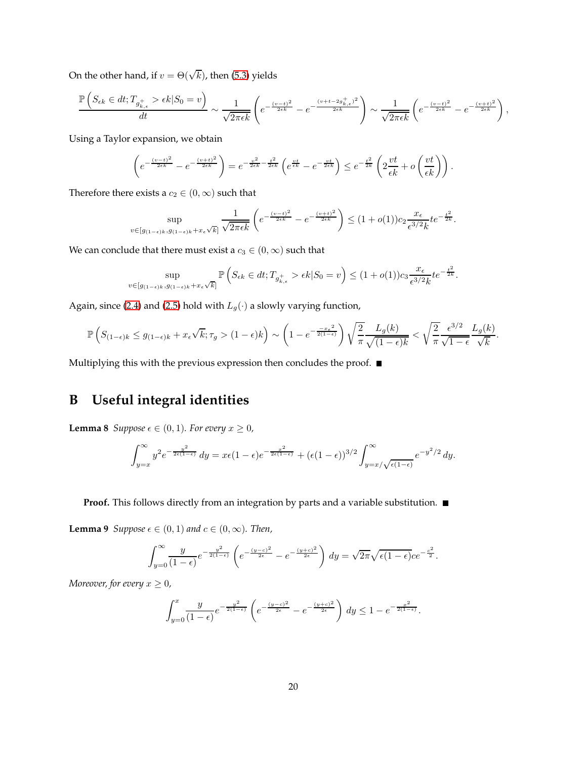On the other hand, if $v = \Theta(\sqrt{k})$, then (5.3) yields

$$\frac{\mathbb{P}\left(S_{\epsilon k} \in dt; T_{g^+_{k,\epsilon}} > \epsilon k | S_0 = v\right)}{dt} \sim \frac{1}{\sqrt{2\pi\epsilon k}}\left(e^{-\frac{(v-t)^2}{2\epsilon k}} - e^{-\frac{(v+t-2g^+_{k,\epsilon})^2}{2\epsilon k}}\right) \sim \frac{1}{\sqrt{2\pi\epsilon k}}\left(e^{-\frac{(v-t)^2}{2\epsilon k}} - e^{-\frac{(v+t)^2}{2\epsilon k}}\right),$$

Using a Taylor expansion, we obtain

$$\left(e^{-\frac{(v-t)^2}{2\epsilon k}} - e^{-\frac{(v+t)^2}{2\epsilon k}}\right) = e^{-\frac{v^2}{2\epsilon k} - \frac{t^2}{2\epsilon k}}\left(e^{\frac{vt}{\epsilon k}} - e^{-\frac{vt}{2\epsilon k}}\right) \le e^{-\frac{t^2}{2k}}\left(2\frac{vt}{\epsilon k} + o\left(\frac{vt}{\epsilon k}\right)\right).$$

Therefore there exists a $c_2 \in (0, \infty)$ such that

$$\sup_{v \in [g_{(1-\epsilon)k}, g_{(1-\epsilon)k} + x_\epsilon \sqrt{k}]} \frac{1}{\sqrt{2\pi\epsilon k}}\left(e^{-\frac{(v-t)^2}{2\epsilon k}} - e^{-\frac{(v+t)^2}{2\epsilon k}}\right) \le (1 + o(1))c_2 \frac{x_\epsilon}{\epsilon^{3/2}k} t e^{-\frac{t^2}{2k}}.$$

We can conclude that there must exist a $c_3 \in (0, \infty)$ such that

$$\sup_{v \in [g_{(1-\epsilon)k}, g_{(1-\epsilon)k} + x_\epsilon \sqrt{k}]} \mathbb{P}\left(S_{\epsilon k} \in dt; T_{g^+_{k,\epsilon}} > \epsilon k | S_0 = v\right) \le (1 + o(1))c_3 \frac{x_\epsilon}{\epsilon^{3/2}k} t e^{-\frac{t^2}{2k}}.$$

Again, since (2.4) and (2.5) hold with $L_g(\cdot)$ a slowly varying function,

$$\mathbb{P}\left(S_{(1-\epsilon)k} \le g_{(1-\epsilon)k} + x_\epsilon\sqrt{k}; \tau_g > (1-\epsilon)k\right) \sim \left(1 - e^{-\frac{-x_\epsilon^2}{2(1-\epsilon)}}\right)\sqrt{\frac{2}{\pi}}\frac{L_g(k)}{\sqrt{(1-\epsilon)k}} < \sqrt{\frac{2}{\pi}}\frac{\epsilon^{3/2}}{\sqrt{1-\epsilon}}\frac{L_g(k)}{\sqrt{k}}.$$

Multiplying this with the previous expression then concludes the proof. ∎

# B Useful integral identities

**Lemma 8** *Suppose $\epsilon \in (0, 1)$. For every $x \ge 0$,*

$$\int_{y=x}^{\infty} y^2 e^{-\frac{y^2}{2\epsilon(1-\epsilon)}}\, dy = x\epsilon(1-\epsilon)e^{-\frac{x^2}{2\epsilon(1-\epsilon)}} + (\epsilon(1-\epsilon))^{3/2}\int_{y=x/\sqrt{\epsilon(1-\epsilon)}}^{\infty} e^{-y^2/2}\, dy.$$

**Proof.** This follows directly from an integration by parts and a variable substitution. ∎

**Lemma 9** *Suppose $\epsilon \in (0, 1)$ and $c \in (0, \infty)$. Then,*

$$\int_{y=0}^{\infty} \frac{y}{(1-\epsilon)} e^{-\frac{y^2}{2(1-\epsilon)}}\left(e^{-\frac{(y-c)^2}{2\epsilon}} - e^{-\frac{(y+c)^2}{2\epsilon}}\right) dy = \sqrt{2\pi}\sqrt{\epsilon(1-\epsilon)}ce^{-\frac{c^2}{2}}.$$

*Moreover, for every $x \ge 0$,*

$$\int_{y=0}^{x} \frac{y}{(1-\epsilon)} e^{-\frac{y^2}{2(1-\epsilon)}}\left(e^{-\frac{(y-c)^2}{2\epsilon}} - e^{-\frac{(y+c)^2}{2\epsilon}}\right) dy \le 1 - e^{-\frac{x^2}{2(1-\epsilon)}}.$$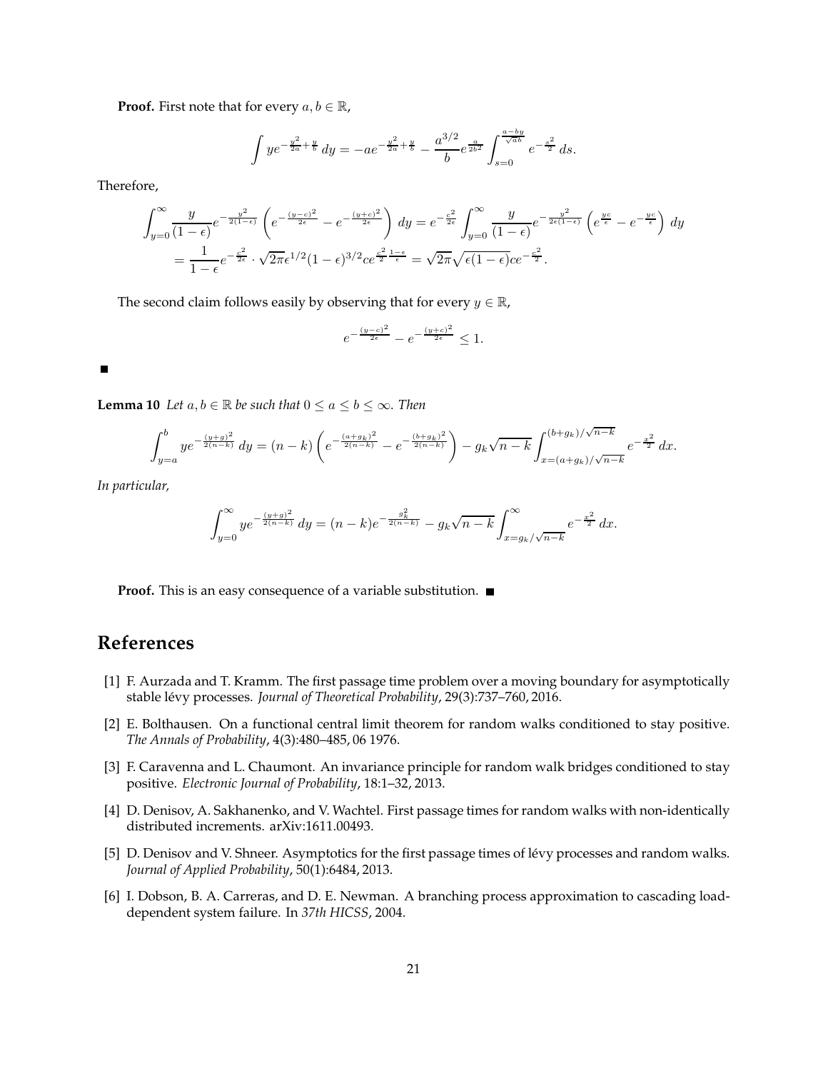**Proof.** First note that for every $a, b \in \mathbb{R}$,

$$\int ye^{-\frac{y^2}{2a}+\frac{y}{b}}\,dy = -ae^{-\frac{y^2}{2a}+\frac{y}{b}} - \frac{a^{3/2}}{b}e^{\frac{a}{2b^2}}\int_{s=0}^{\frac{a-by}{\sqrt{ab}}} e^{-\frac{s^2}{2}}\,ds.$$

Therefore,

$$\begin{aligned}\int_{y=0}^{\infty}\frac{y}{(1-\epsilon)}e^{-\frac{y^2}{2(1-\epsilon)}}\left(e^{-\frac{(y-c)^2}{2\epsilon}}-e^{-\frac{(y+c)^2}{2\epsilon}}\right)dy &= e^{-\frac{c^2}{2\epsilon}}\int_{y=0}^{\infty}\frac{y}{(1-\epsilon)}e^{-\frac{y^2}{2\epsilon(1-\epsilon)}}\left(e^{\frac{yc}{\epsilon}}-e^{-\frac{yc}{\epsilon}}\right)dy \\ &= \frac{1}{1-\epsilon}e^{-\frac{c^2}{2\epsilon}}\cdot\sqrt{2\pi}\epsilon^{1/2}(1-\epsilon)^{3/2}ce^{\frac{c^2}{2}\frac{1-\epsilon}{\epsilon}} = \sqrt{2\pi}\sqrt{\epsilon(1-\epsilon)}ce^{-\frac{c^2}{2}}.\end{aligned}$$

The second claim follows easily by observing that for every $y \in \mathbb{R}$,

$$e^{-\frac{(y-c)^2}{2\epsilon}} - e^{-\frac{(y+c)^2}{2\epsilon}} \leq 1.$$

■

**Lemma 10** *Let $a, b \in \mathbb{R}$ be such that $0 \leq a \leq b \leq \infty$. Then*

$$\int_{y=a}^{b} ye^{-\frac{(y+g)^2}{2(n-k)}}\,dy = (n-k)\left(e^{-\frac{(a+g_k)^2}{2(n-k)}} - e^{-\frac{(b+g_k)^2}{2(n-k)}}\right) - g_k\sqrt{n-k}\int_{x=(a+g_k)/\sqrt{n-k}}^{(b+g_k)/\sqrt{n-k}} e^{-\frac{x^2}{2}}\,dx.$$

*In particular,*

$$\int_{y=0}^{\infty} ye^{-\frac{(y+g)^2}{2(n-k)}}\,dy = (n-k)e^{-\frac{g_k^2}{2(n-k)}} - g_k\sqrt{n-k}\int_{x=g_k/\sqrt{n-k}}^{\infty} e^{-\frac{x^2}{2}}\,dx.$$

**Proof.** This is an easy consequence of a variable substitution. ■

# References

[1] F. Aurzada and T. Kramm. The first passage time problem over a moving boundary for asymptotically stable lévy processes. *Journal of Theoretical Probability*, 29(3):737–760, 2016.

[2] E. Bolthausen. On a functional central limit theorem for random walks conditioned to stay positive. *The Annals of Probability*, 4(3):480–485, 06 1976.

[3] F. Caravenna and L. Chaumont. An invariance principle for random walk bridges conditioned to stay positive. *Electronic Journal of Probability*, 18:1–32, 2013.

[4] D. Denisov, A. Sakhanenko, and V. Wachtel. First passage times for random walks with non-identically distributed increments. arXiv:1611.00493.

[5] D. Denisov and V. Shneer. Asymptotics for the first passage times of lévy processes and random walks. *Journal of Applied Probability*, 50(1):6484, 2013.

[6] I. Dobson, B. A. Carreras, and D. E. Newman. A branching process approximation to cascading load-dependent system failure. In *37th HICSS*, 2004.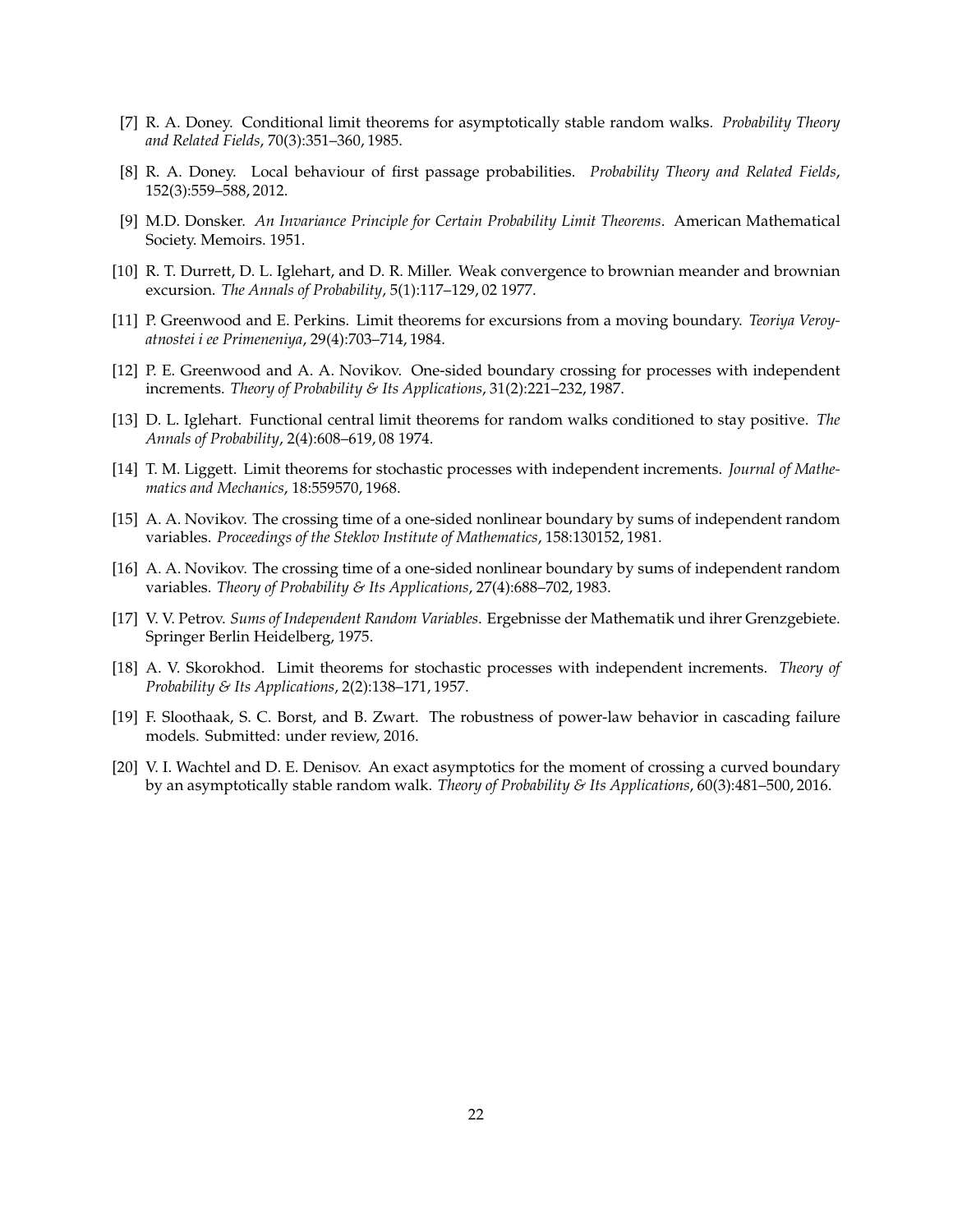[7] R. A. Doney. Conditional limit theorems for asymptotically stable random walks. *Probability Theory and Related Fields*, 70(3):351–360, 1985.

[8] R. A. Doney. Local behaviour of first passage probabilities. *Probability Theory and Related Fields*, 152(3):559–588, 2012.

[9] M.D. Donsker. *An Invariance Principle for Certain Probability Limit Theorems*. American Mathematical Society. Memoirs. 1951.

[10] R. T. Durrett, D. L. Iglehart, and D. R. Miller. Weak convergence to brownian meander and brownian excursion. *The Annals of Probability*, 5(1):117–129, 02 1977.

[11] P. Greenwood and E. Perkins. Limit theorems for excursions from a moving boundary. *Teoriya Veroyatnostei i ee Primeneniya*, 29(4):703–714, 1984.

[12] P. E. Greenwood and A. A. Novikov. One-sided boundary crossing for processes with independent increments. *Theory of Probability & Its Applications*, 31(2):221–232, 1987.

[13] D. L. Iglehart. Functional central limit theorems for random walks conditioned to stay positive. *The Annals of Probability*, 2(4):608–619, 08 1974.

[14] T. M. Liggett. Limit theorems for stochastic processes with independent increments. *Journal of Mathematics and Mechanics*, 18:559570, 1968.

[15] A. A. Novikov. The crossing time of a one-sided nonlinear boundary by sums of independent random variables. *Proceedings of the Steklov Institute of Mathematics*, 158:130152, 1981.

[16] A. A. Novikov. The crossing time of a one-sided nonlinear boundary by sums of independent random variables. *Theory of Probability & Its Applications*, 27(4):688–702, 1983.

[17] V. V. Petrov. *Sums of Independent Random Variables*. Ergebnisse der Mathematik und ihrer Grenzgebiete. Springer Berlin Heidelberg, 1975.

[18] A. V. Skorokhod. Limit theorems for stochastic processes with independent increments. *Theory of Probability & Its Applications*, 2(2):138–171, 1957.

[19] F. Sloothaak, S. C. Borst, and B. Zwart. The robustness of power-law behavior in cascading failure models. Submitted: under review, 2016.

[20] V. I. Wachtel and D. E. Denisov. An exact asymptotics for the moment of crossing a curved boundary by an asymptotically stable random walk. *Theory of Probability & Its Applications*, 60(3):481–500, 2016.